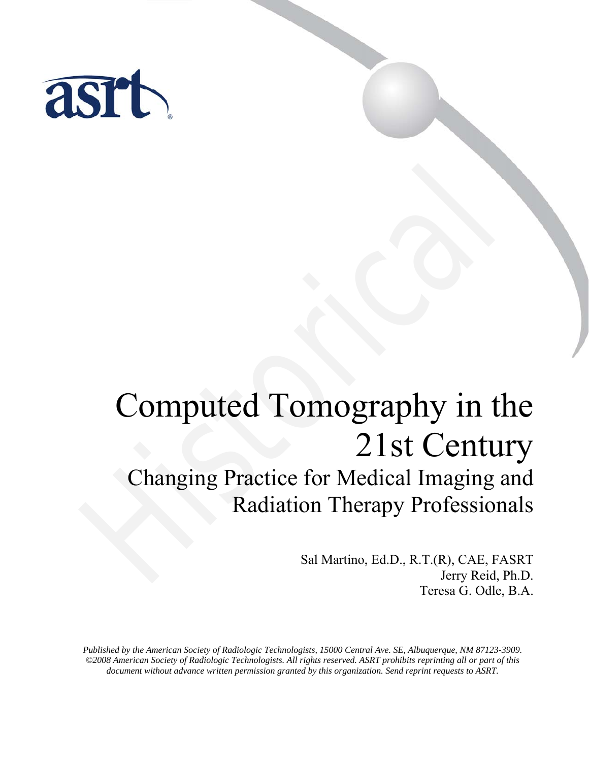asrt

# Computed Tomography in the 21st Century

## Changing Practice for Medical Imaging and Radiation Therapy Professionals

Sal Martino, Ed.D., R.T.(R), CAE, FASRT
Jerry Reid, Ph.D.
Teresa G. Odle, B.A.

*Published by the American Society of Radiologic Technologists, 15000 Central Ave. SE, Albuquerque, NM 87123-3909. ©2008 American Society of Radiologic Technologists. All rights reserved. ASRT prohibits reprinting all or part of this document without advance written permission granted by this organization. Send reprint requests to ASRT.*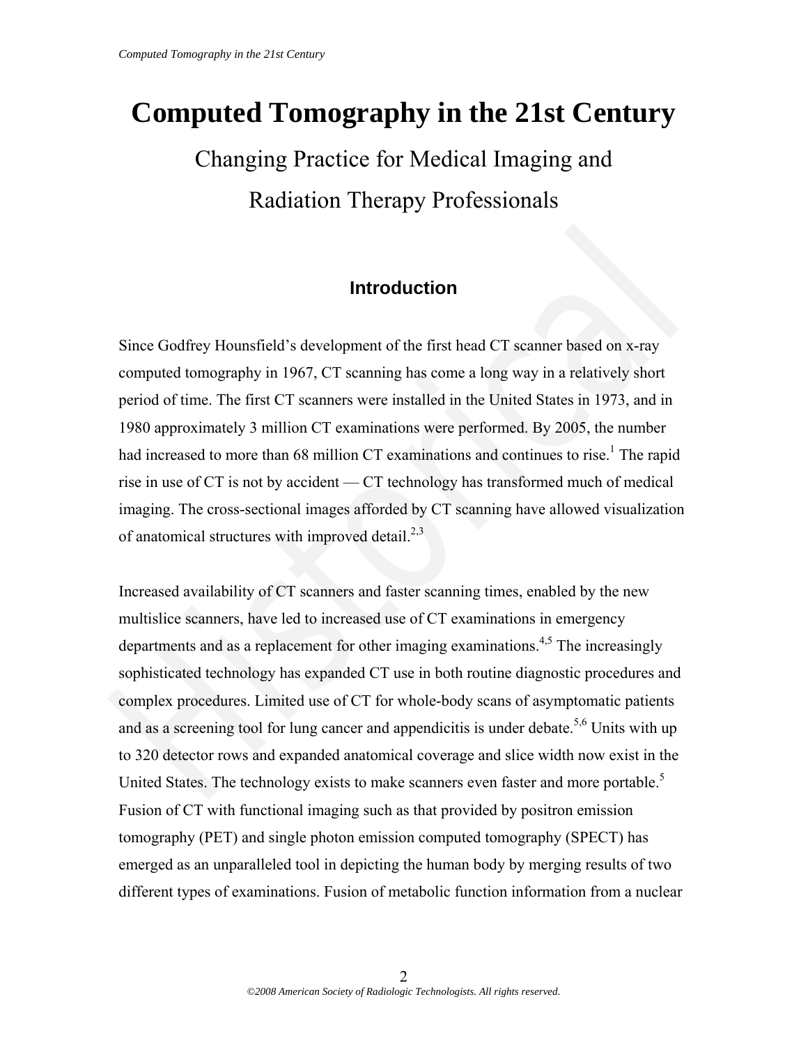# Computed Tomography in the 21st Century

## Changing Practice for Medical Imaging and Radiation Therapy Professionals

### Introduction

Since Godfrey Hounsfield's development of the first head CT scanner based on x-ray computed tomography in 1967, CT scanning has come a long way in a relatively short period of time. The first CT scanners were installed in the United States in 1973, and in 1980 approximately 3 million CT examinations were performed. By 2005, the number had increased to more than 68 million CT examinations and continues to rise.[1] The rapid rise in use of CT is not by accident — CT technology has transformed much of medical imaging. The cross-sectional images afforded by CT scanning have allowed visualization of anatomical structures with improved detail.[2,3]

Increased availability of CT scanners and faster scanning times, enabled by the new multislice scanners, have led to increased use of CT examinations in emergency departments and as a replacement for other imaging examinations.[4,5] The increasingly sophisticated technology has expanded CT use in both routine diagnostic procedures and complex procedures. Limited use of CT for whole-body scans of asymptomatic patients and as a screening tool for lung cancer and appendicitis is under debate.[5,6] Units with up to 320 detector rows and expanded anatomical coverage and slice width now exist in the United States. The technology exists to make scanners even faster and more portable.[5] Fusion of CT with functional imaging such as that provided by positron emission tomography (PET) and single photon emission computed tomography (SPECT) has emerged as an unparalleled tool in depicting the human body by merging results of two different types of examinations. Fusion of metabolic function information from a nuclear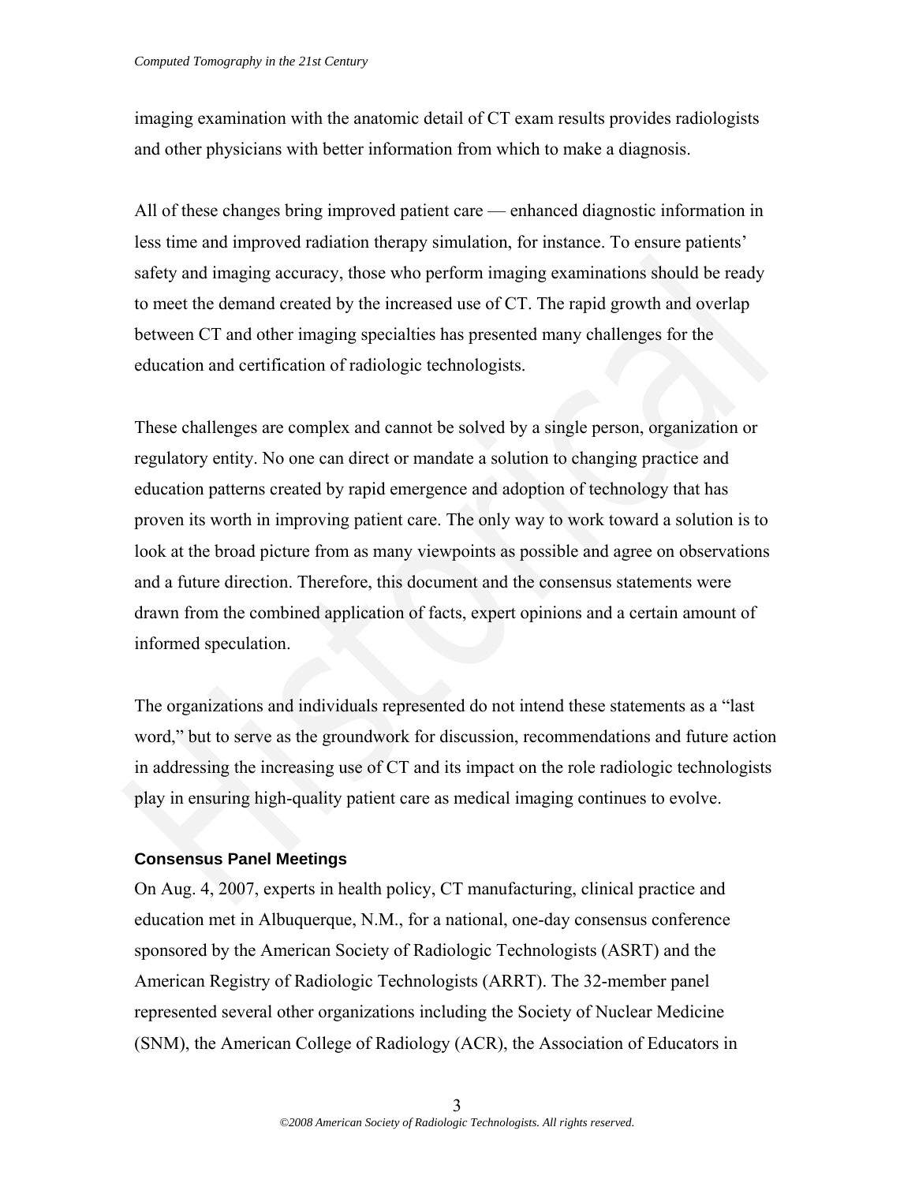imaging examination with the anatomic detail of CT exam results provides radiologists and other physicians with better information from which to make a diagnosis.

All of these changes bring improved patient care — enhanced diagnostic information in less time and improved radiation therapy simulation, for instance. To ensure patients' safety and imaging accuracy, those who perform imaging examinations should be ready to meet the demand created by the increased use of CT. The rapid growth and overlap between CT and other imaging specialties has presented many challenges for the education and certification of radiologic technologists.

These challenges are complex and cannot be solved by a single person, organization or regulatory entity. No one can direct or mandate a solution to changing practice and education patterns created by rapid emergence and adoption of technology that has proven its worth in improving patient care. The only way to work toward a solution is to look at the broad picture from as many viewpoints as possible and agree on observations and a future direction. Therefore, this document and the consensus statements were drawn from the combined application of facts, expert opinions and a certain amount of informed speculation.

The organizations and individuals represented do not intend these statements as a "last word," but to serve as the groundwork for discussion, recommendations and future action in addressing the increasing use of CT and its impact on the role radiologic technologists play in ensuring high-quality patient care as medical imaging continues to evolve.

### Consensus Panel Meetings

On Aug. 4, 2007, experts in health policy, CT manufacturing, clinical practice and education met in Albuquerque, N.M., for a national, one-day consensus conference sponsored by the American Society of Radiologic Technologists (ASRT) and the American Registry of Radiologic Technologists (ARRT). The 32-member panel represented several other organizations including the Society of Nuclear Medicine (SNM), the American College of Radiology (ACR), the Association of Educators in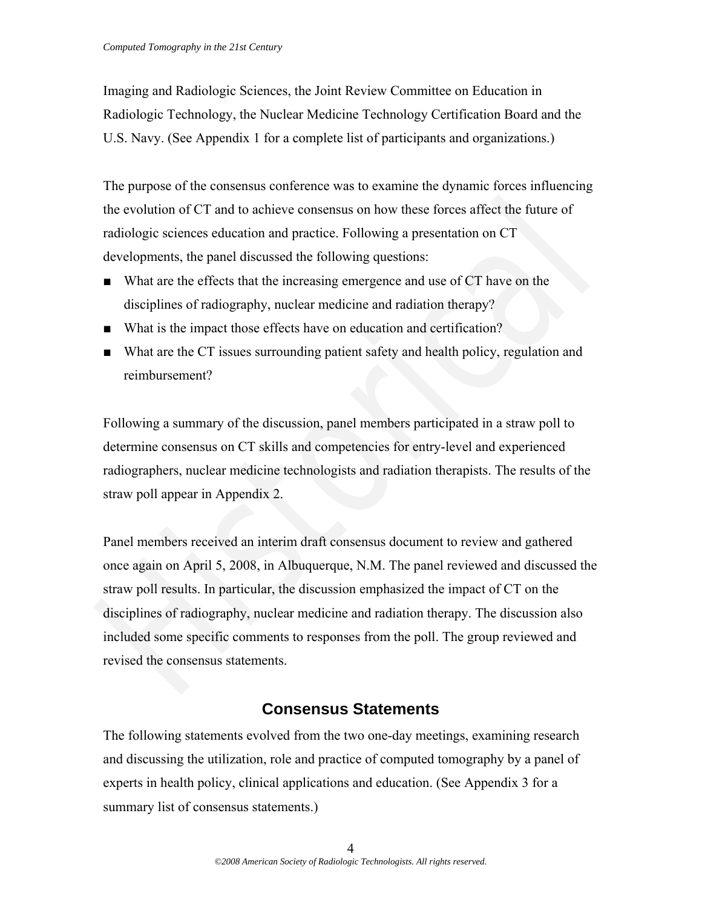Imaging and Radiologic Sciences, the Joint Review Committee on Education in Radiologic Technology, the Nuclear Medicine Technology Certification Board and the U.S. Navy. (See Appendix 1 for a complete list of participants and organizations.)

The purpose of the consensus conference was to examine the dynamic forces influencing the evolution of CT and to achieve consensus on how these forces affect the future of radiologic sciences education and practice. Following a presentation on CT developments, the panel discussed the following questions:

- What are the effects that the increasing emergence and use of CT have on the disciplines of radiography, nuclear medicine and radiation therapy?
- What is the impact those effects have on education and certification?
- What are the CT issues surrounding patient safety and health policy, regulation and reimbursement?

Following a summary of the discussion, panel members participated in a straw poll to determine consensus on CT skills and competencies for entry-level and experienced radiographers, nuclear medicine technologists and radiation therapists. The results of the straw poll appear in Appendix 2.

Panel members received an interim draft consensus document to review and gathered once again on April 5, 2008, in Albuquerque, N.M. The panel reviewed and discussed the straw poll results. In particular, the discussion emphasized the impact of CT on the disciplines of radiography, nuclear medicine and radiation therapy. The discussion also included some specific comments to responses from the poll. The group reviewed and revised the consensus statements.

## Consensus Statements

The following statements evolved from the two one-day meetings, examining research and discussing the utilization, role and practice of computed tomography by a panel of experts in health policy, clinical applications and education. (See Appendix 3 for a summary list of consensus statements.)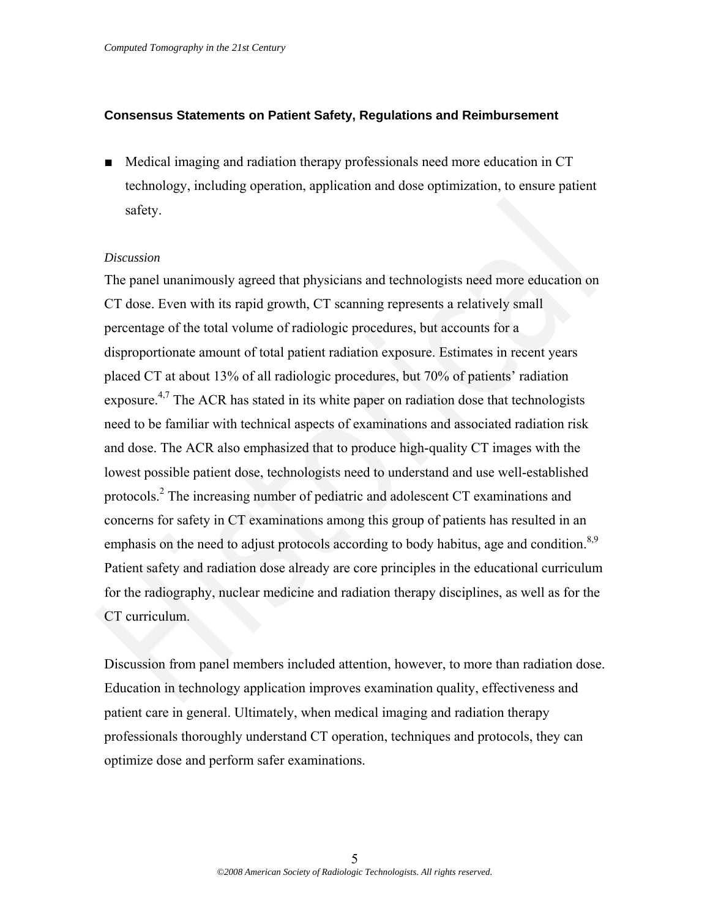### Consensus Statements on Patient Safety, Regulations and Reimbursement

- Medical imaging and radiation therapy professionals need more education in CT technology, including operation, application and dose optimization, to ensure patient safety.

*Discussion*

The panel unanimously agreed that physicians and technologists need more education on CT dose. Even with its rapid growth, CT scanning represents a relatively small percentage of the total volume of radiologic procedures, but accounts for a disproportionate amount of total patient radiation exposure. Estimates in recent years placed CT at about 13% of all radiologic procedures, but 70% of patients' radiation exposure.[4,7] The ACR has stated in its white paper on radiation dose that technologists need to be familiar with technical aspects of examinations and associated radiation risk and dose. The ACR also emphasized that to produce high-quality CT images with the lowest possible patient dose, technologists need to understand and use well-established protocols.[2] The increasing number of pediatric and adolescent CT examinations and concerns for safety in CT examinations among this group of patients has resulted in an emphasis on the need to adjust protocols according to body habitus, age and condition.[8,9] Patient safety and radiation dose already are core principles in the educational curriculum for the radiography, nuclear medicine and radiation therapy disciplines, as well as for the CT curriculum.

Discussion from panel members included attention, however, to more than radiation dose. Education in technology application improves examination quality, effectiveness and patient care in general. Ultimately, when medical imaging and radiation therapy professionals thoroughly understand CT operation, techniques and protocols, they can optimize dose and perform safer examinations.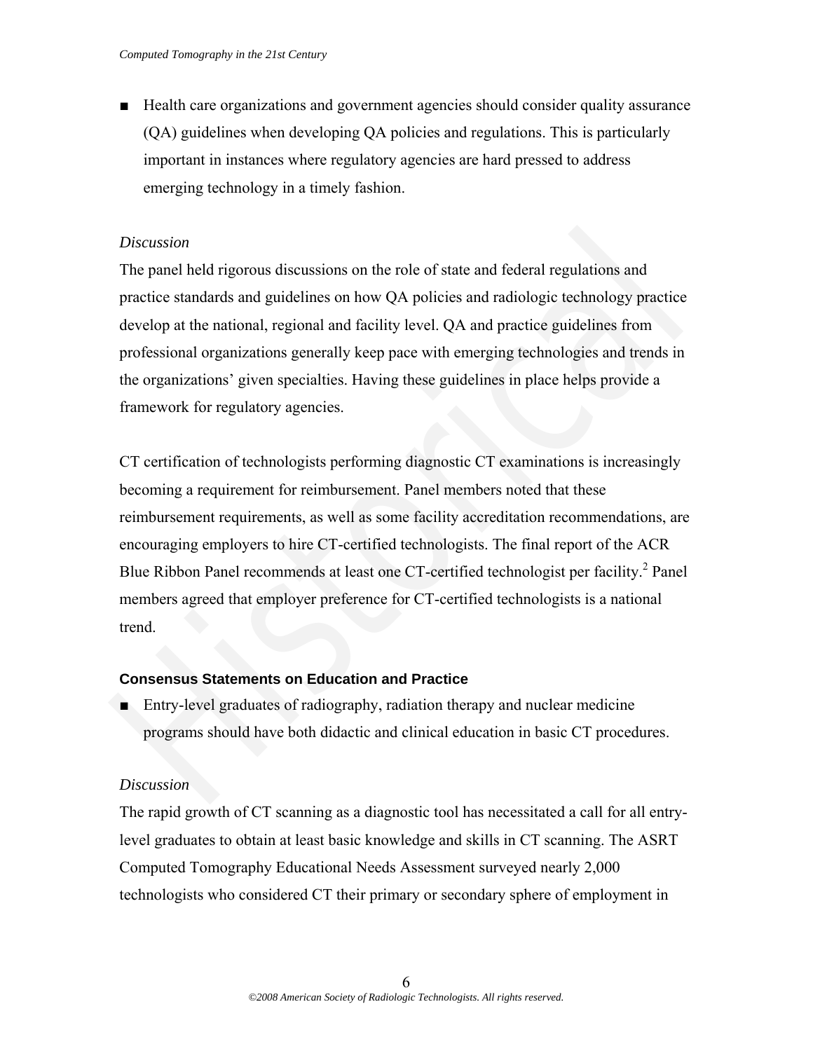- Health care organizations and government agencies should consider quality assurance (QA) guidelines when developing QA policies and regulations. This is particularly important in instances where regulatory agencies are hard pressed to address emerging technology in a timely fashion.

*Discussion*

The panel held rigorous discussions on the role of state and federal regulations and practice standards and guidelines on how QA policies and radiologic technology practice develop at the national, regional and facility level. QA and practice guidelines from professional organizations generally keep pace with emerging technologies and trends in the organizations' given specialties. Having these guidelines in place helps provide a framework for regulatory agencies.

CT certification of technologists performing diagnostic CT examinations is increasingly becoming a requirement for reimbursement. Panel members noted that these reimbursement requirements, as well as some facility accreditation recommendations, are encouraging employers to hire CT-certified technologists. The final report of the ACR Blue Ribbon Panel recommends at least one CT-certified technologist per facility.[2] Panel members agreed that employer preference for CT-certified technologists is a national trend.

### Consensus Statements on Education and Practice

- Entry-level graduates of radiography, radiation therapy and nuclear medicine programs should have both didactic and clinical education in basic CT procedures.

*Discussion*

The rapid growth of CT scanning as a diagnostic tool has necessitated a call for all entry-level graduates to obtain at least basic knowledge and skills in CT scanning. The ASRT Computed Tomography Educational Needs Assessment surveyed nearly 2,000 technologists who considered CT their primary or secondary sphere of employment in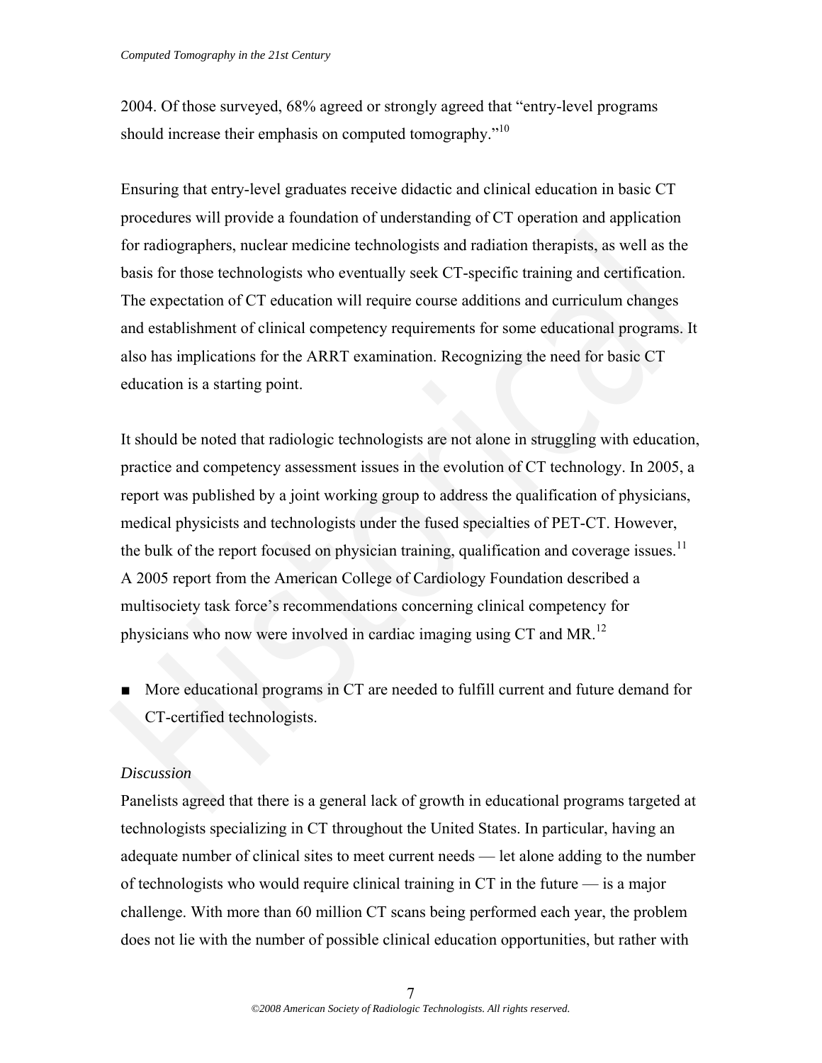2004. Of those surveyed, 68% agreed or strongly agreed that "entry-level programs should increase their emphasis on computed tomography."[10]

Ensuring that entry-level graduates receive didactic and clinical education in basic CT procedures will provide a foundation of understanding of CT operation and application for radiographers, nuclear medicine technologists and radiation therapists, as well as the basis for those technologists who eventually seek CT-specific training and certification. The expectation of CT education will require course additions and curriculum changes and establishment of clinical competency requirements for some educational programs. It also has implications for the ARRT examination. Recognizing the need for basic CT education is a starting point.

It should be noted that radiologic technologists are not alone in struggling with education, practice and competency assessment issues in the evolution of CT technology. In 2005, a report was published by a joint working group to address the qualification of physicians, medical physicists and technologists under the fused specialties of PET-CT. However, the bulk of the report focused on physician training, qualification and coverage issues.[11] A 2005 report from the American College of Cardiology Foundation described a multisociety task force's recommendations concerning clinical competency for physicians who now were involved in cardiac imaging using CT and MR.[12]

- More educational programs in CT are needed to fulfill current and future demand for CT-certified technologists.

*Discussion*

Panelists agreed that there is a general lack of growth in educational programs targeted at technologists specializing in CT throughout the United States. In particular, having an adequate number of clinical sites to meet current needs — let alone adding to the number of technologists who would require clinical training in CT in the future — is a major challenge. With more than 60 million CT scans being performed each year, the problem does not lie with the number of possible clinical education opportunities, but rather with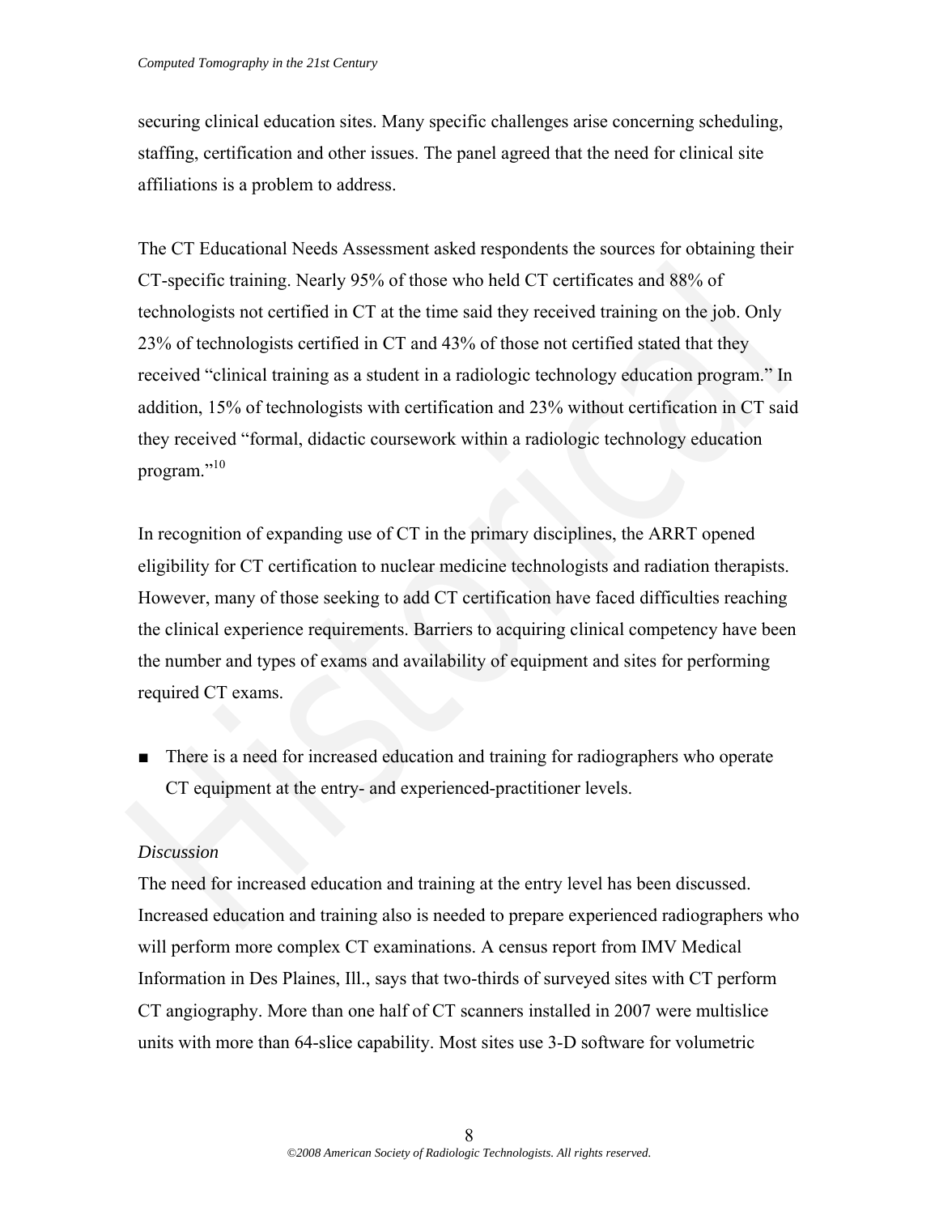securing clinical education sites. Many specific challenges arise concerning scheduling, staffing, certification and other issues. The panel agreed that the need for clinical site affiliations is a problem to address.

The CT Educational Needs Assessment asked respondents the sources for obtaining their CT-specific training. Nearly 95% of those who held CT certificates and 88% of technologists not certified in CT at the time said they received training on the job. Only 23% of technologists certified in CT and 43% of those not certified stated that they received "clinical training as a student in a radiologic technology education program." In addition, 15% of technologists with certification and 23% without certification in CT said they received "formal, didactic coursework within a radiologic technology education program."[10]

In recognition of expanding use of CT in the primary disciplines, the ARRT opened eligibility for CT certification to nuclear medicine technologists and radiation therapists. However, many of those seeking to add CT certification have faced difficulties reaching the clinical experience requirements. Barriers to acquiring clinical competency have been the number and types of exams and availability of equipment and sites for performing required CT exams.

- There is a need for increased education and training for radiographers who operate CT equipment at the entry- and experienced-practitioner levels.

*Discussion*

The need for increased education and training at the entry level has been discussed. Increased education and training also is needed to prepare experienced radiographers who will perform more complex CT examinations. A census report from IMV Medical Information in Des Plaines, Ill., says that two-thirds of surveyed sites with CT perform CT angiography. More than one half of CT scanners installed in 2007 were multislice units with more than 64-slice capability. Most sites use 3-D software for volumetric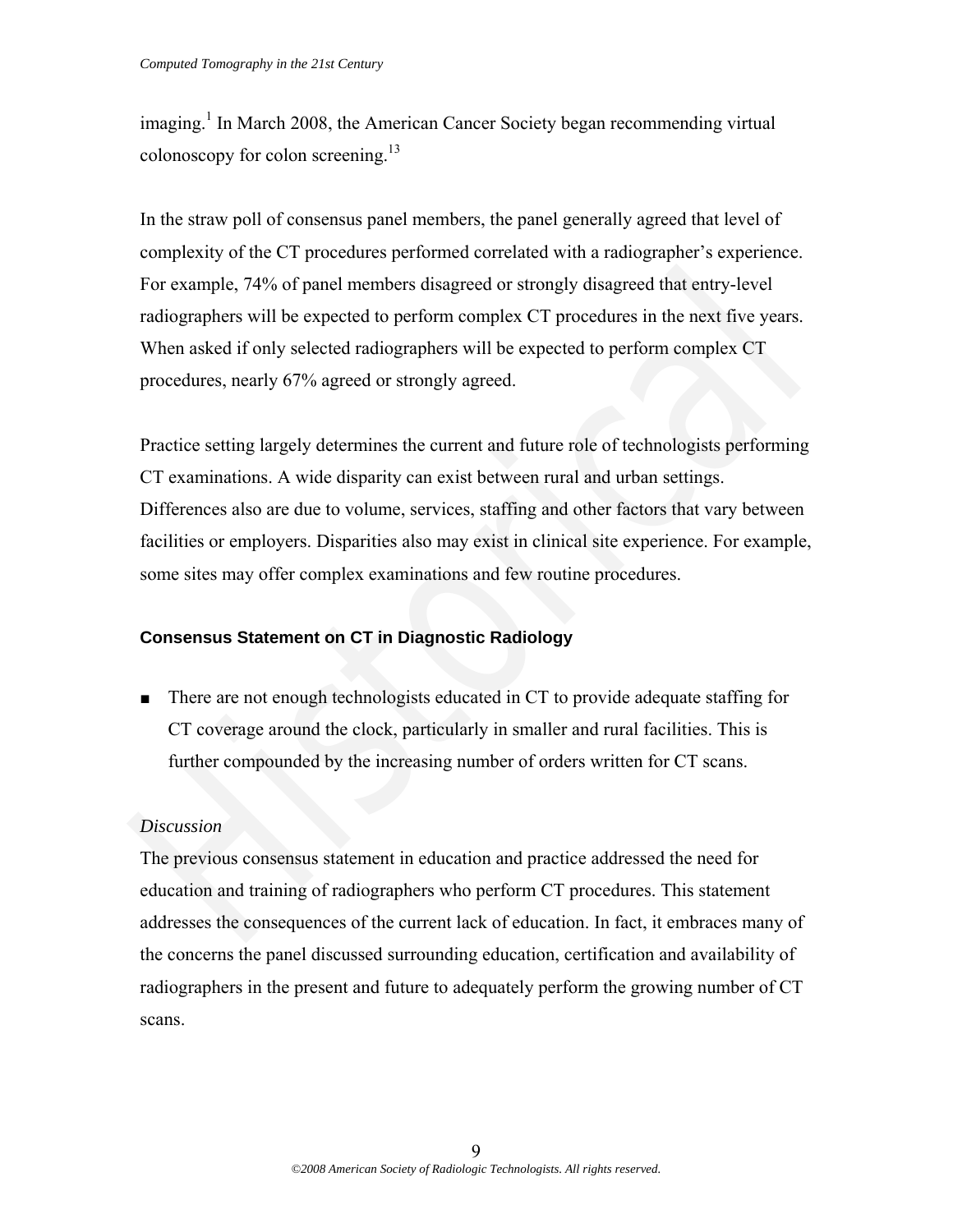imaging.[1] In March 2008, the American Cancer Society began recommending virtual colonoscopy for colon screening.[13]

In the straw poll of consensus panel members, the panel generally agreed that level of complexity of the CT procedures performed correlated with a radiographer's experience. For example, 74% of panel members disagreed or strongly disagreed that entry-level radiographers will be expected to perform complex CT procedures in the next five years. When asked if only selected radiographers will be expected to perform complex CT procedures, nearly 67% agreed or strongly agreed.

Practice setting largely determines the current and future role of technologists performing CT examinations. A wide disparity can exist between rural and urban settings. Differences also are due to volume, services, staffing and other factors that vary between facilities or employers. Disparities also may exist in clinical site experience. For example, some sites may offer complex examinations and few routine procedures.

### Consensus Statement on CT in Diagnostic Radiology

- There are not enough technologists educated in CT to provide adequate staffing for CT coverage around the clock, particularly in smaller and rural facilities. This is further compounded by the increasing number of orders written for CT scans.

*Discussion*

The previous consensus statement in education and practice addressed the need for education and training of radiographers who perform CT procedures. This statement addresses the consequences of the current lack of education. In fact, it embraces many of the concerns the panel discussed surrounding education, certification and availability of radiographers in the present and future to adequately perform the growing number of CT scans.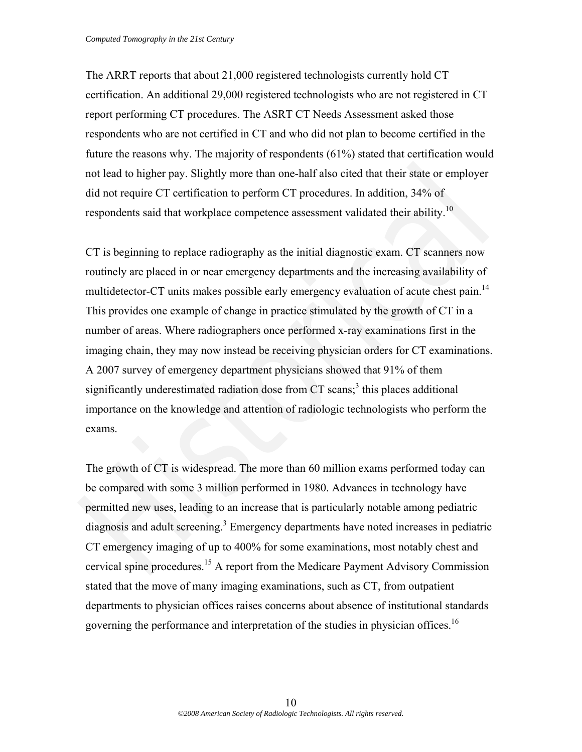The ARRT reports that about 21,000 registered technologists currently hold CT certification. An additional 29,000 registered technologists who are not registered in CT report performing CT procedures. The ASRT CT Needs Assessment asked those respondents who are not certified in CT and who did not plan to become certified in the future the reasons why. The majority of respondents (61%) stated that certification would not lead to higher pay. Slightly more than one-half also cited that their state or employer did not require CT certification to perform CT procedures. In addition, 34% of respondents said that workplace competence assessment validated their ability.[10]

CT is beginning to replace radiography as the initial diagnostic exam. CT scanners now routinely are placed in or near emergency departments and the increasing availability of multidetector-CT units makes possible early emergency evaluation of acute chest pain.[14] This provides one example of change in practice stimulated by the growth of CT in a number of areas. Where radiographers once performed x-ray examinations first in the imaging chain, they may now instead be receiving physician orders for CT examinations. A 2007 survey of emergency department physicians showed that 91% of them significantly underestimated radiation dose from CT scans;[3] this places additional importance on the knowledge and attention of radiologic technologists who perform the exams.

The growth of CT is widespread. The more than 60 million exams performed today can be compared with some 3 million performed in 1980. Advances in technology have permitted new uses, leading to an increase that is particularly notable among pediatric diagnosis and adult screening.[3] Emergency departments have noted increases in pediatric CT emergency imaging of up to 400% for some examinations, most notably chest and cervical spine procedures.[15] A report from the Medicare Payment Advisory Commission stated that the move of many imaging examinations, such as CT, from outpatient departments to physician offices raises concerns about absence of institutional standards governing the performance and interpretation of the studies in physician offices.[16]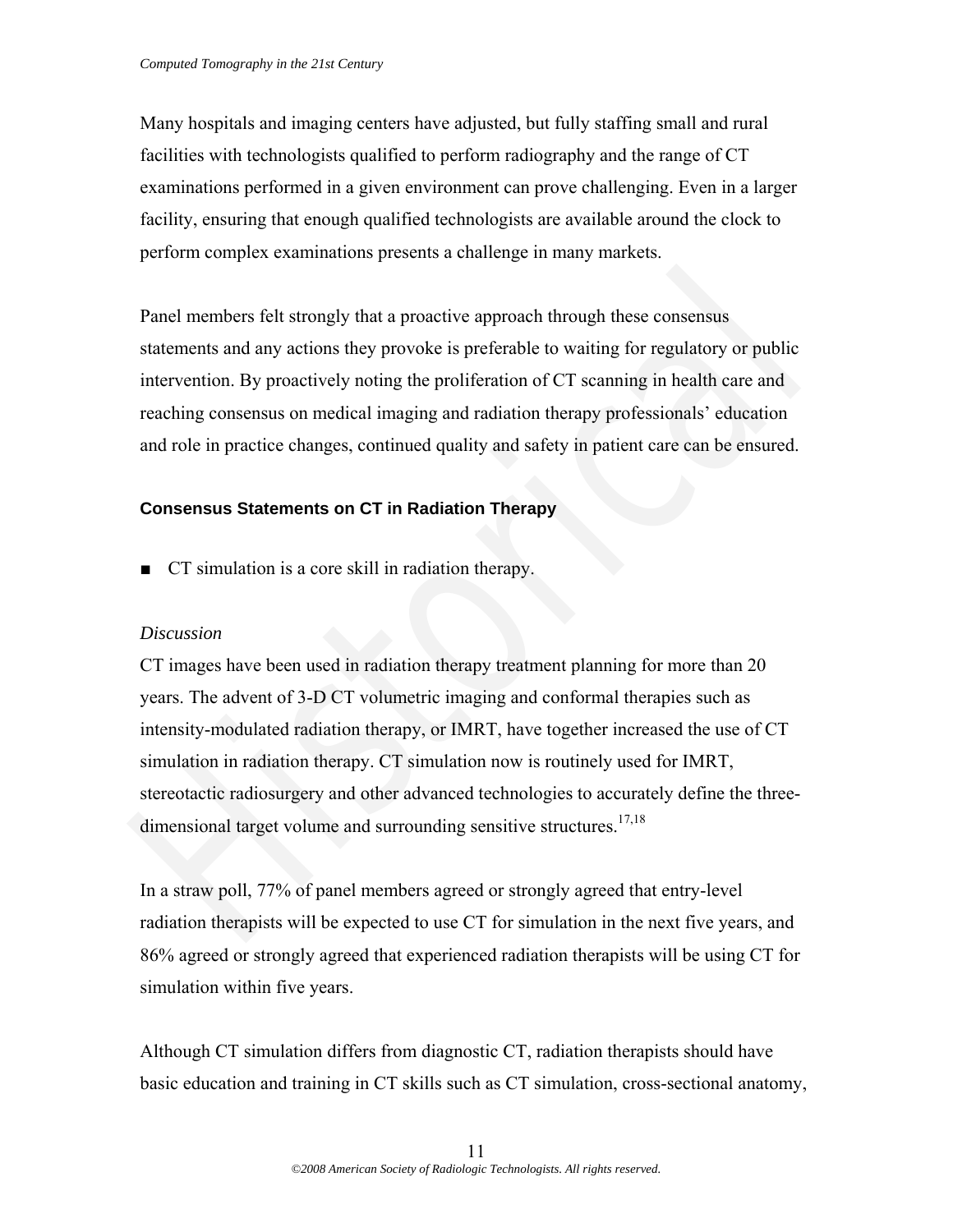Many hospitals and imaging centers have adjusted, but fully staffing small and rural facilities with technologists qualified to perform radiography and the range of CT examinations performed in a given environment can prove challenging. Even in a larger facility, ensuring that enough qualified technologists are available around the clock to perform complex examinations presents a challenge in many markets.

Panel members felt strongly that a proactive approach through these consensus statements and any actions they provoke is preferable to waiting for regulatory or public intervention. By proactively noting the proliferation of CT scanning in health care and reaching consensus on medical imaging and radiation therapy professionals' education and role in practice changes, continued quality and safety in patient care can be ensured.

### Consensus Statements on CT in Radiation Therapy

- CT simulation is a core skill in radiation therapy.

*Discussion*

CT images have been used in radiation therapy treatment planning for more than 20 years. The advent of 3-D CT volumetric imaging and conformal therapies such as intensity-modulated radiation therapy, or IMRT, have together increased the use of CT simulation in radiation therapy. CT simulation now is routinely used for IMRT, stereotactic radiosurgery and other advanced technologies to accurately define the three-dimensional target volume and surrounding sensitive structures.[17,18]

In a straw poll, 77% of panel members agreed or strongly agreed that entry-level radiation therapists will be expected to use CT for simulation in the next five years, and 86% agreed or strongly agreed that experienced radiation therapists will be using CT for simulation within five years.

Although CT simulation differs from diagnostic CT, radiation therapists should have basic education and training in CT skills such as CT simulation, cross-sectional anatomy,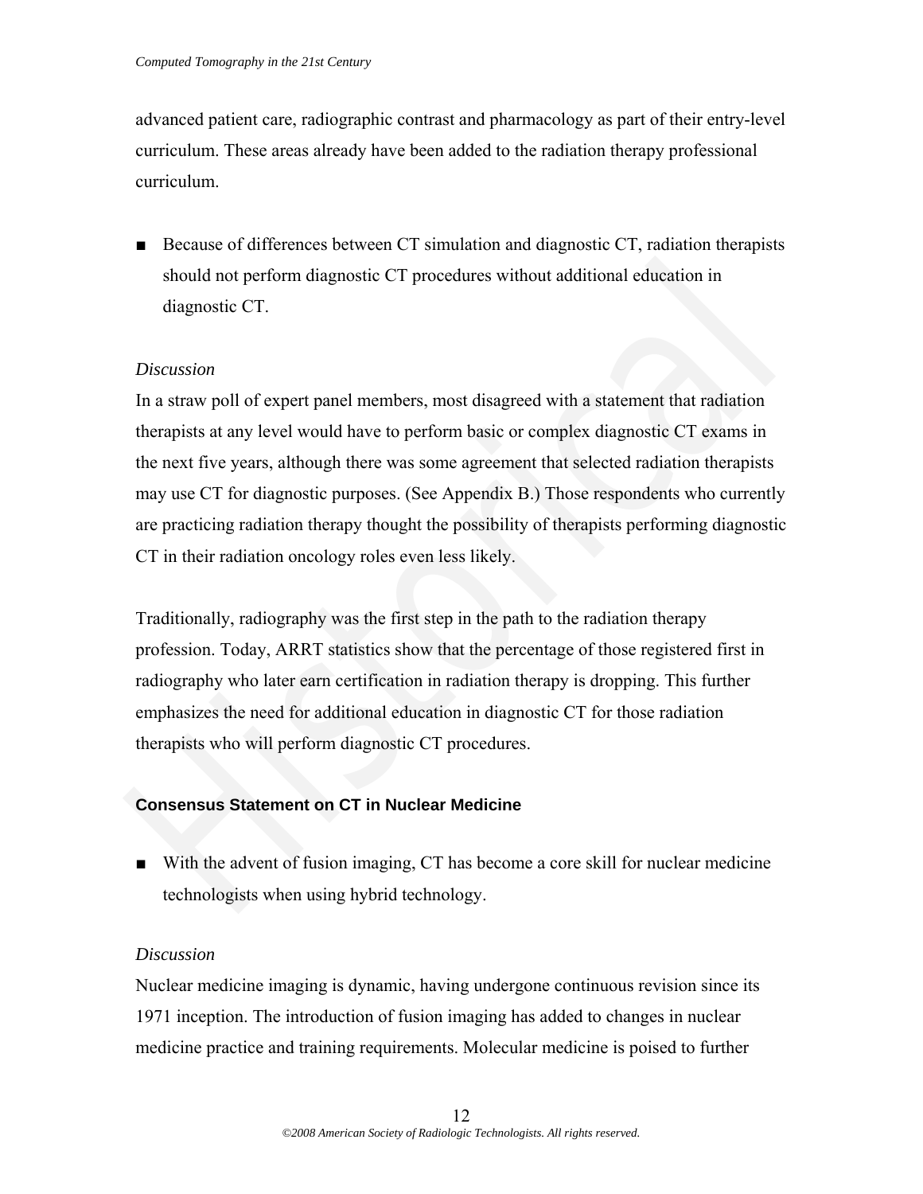advanced patient care, radiographic contrast and pharmacology as part of their entry-level curriculum. These areas already have been added to the radiation therapy professional curriculum.

- Because of differences between CT simulation and diagnostic CT, radiation therapists should not perform diagnostic CT procedures without additional education in diagnostic CT.

*Discussion*

In a straw poll of expert panel members, most disagreed with a statement that radiation therapists at any level would have to perform basic or complex diagnostic CT exams in the next five years, although there was some agreement that selected radiation therapists may use CT for diagnostic purposes. (See Appendix B.) Those respondents who currently are practicing radiation therapy thought the possibility of therapists performing diagnostic CT in their radiation oncology roles even less likely.

Traditionally, radiography was the first step in the path to the radiation therapy profession. Today, ARRT statistics show that the percentage of those registered first in radiography who later earn certification in radiation therapy is dropping. This further emphasizes the need for additional education in diagnostic CT for those radiation therapists who will perform diagnostic CT procedures.

### Consensus Statement on CT in Nuclear Medicine

- With the advent of fusion imaging, CT has become a core skill for nuclear medicine technologists when using hybrid technology.

*Discussion*

Nuclear medicine imaging is dynamic, having undergone continuous revision since its 1971 inception. The introduction of fusion imaging has added to changes in nuclear medicine practice and training requirements. Molecular medicine is poised to further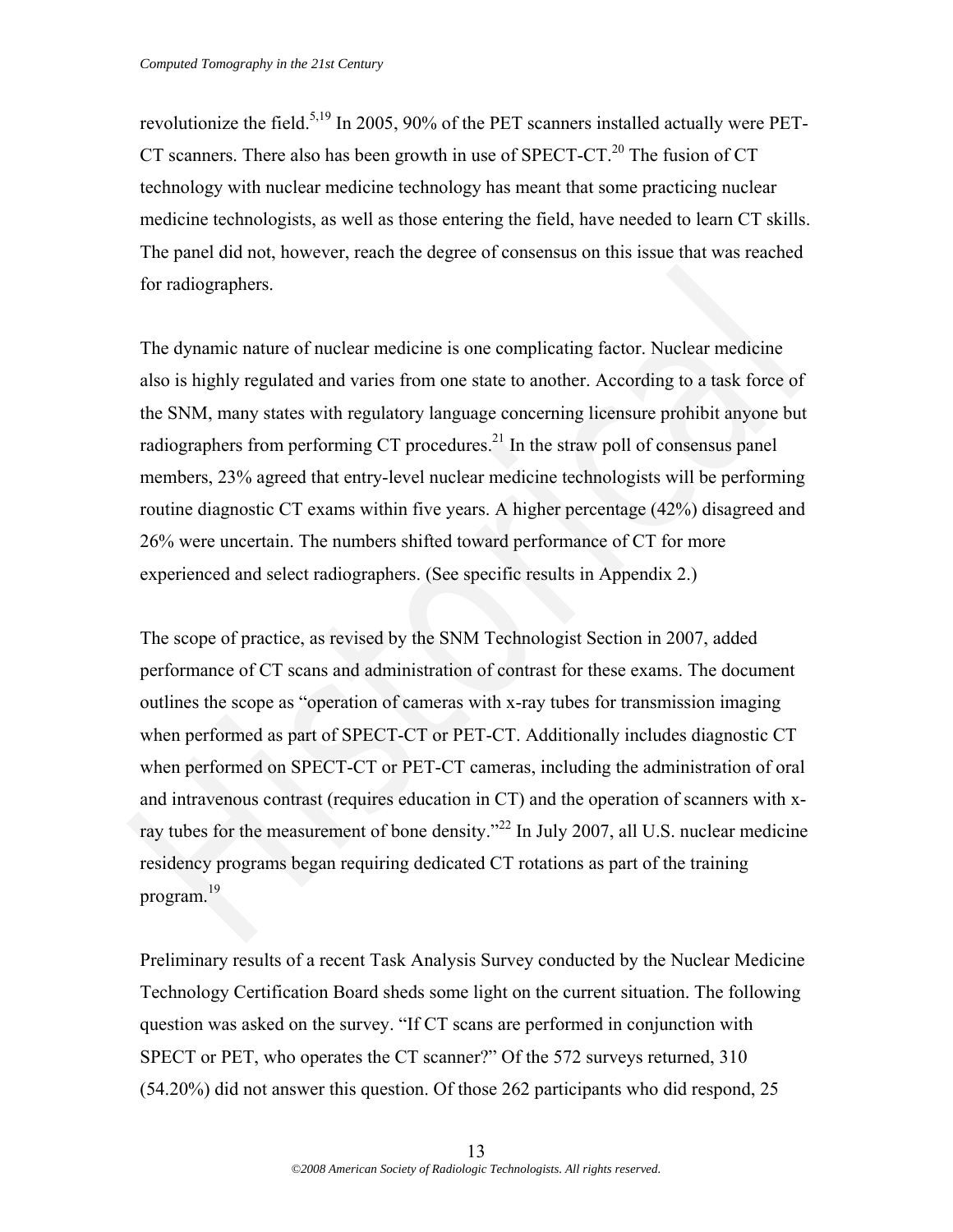revolutionize the field.[5,19] In 2005, 90% of the PET scanners installed actually were PET-CT scanners. There also has been growth in use of SPECT-CT.[20] The fusion of CT technology with nuclear medicine technology has meant that some practicing nuclear medicine technologists, as well as those entering the field, have needed to learn CT skills. The panel did not, however, reach the degree of consensus on this issue that was reached for radiographers.

The dynamic nature of nuclear medicine is one complicating factor. Nuclear medicine also is highly regulated and varies from one state to another. According to a task force of the SNM, many states with regulatory language concerning licensure prohibit anyone but radiographers from performing CT procedures.[21] In the straw poll of consensus panel members, 23% agreed that entry-level nuclear medicine technologists will be performing routine diagnostic CT exams within five years. A higher percentage (42%) disagreed and 26% were uncertain. The numbers shifted toward performance of CT for more experienced and select radiographers. (See specific results in Appendix 2.)

The scope of practice, as revised by the SNM Technologist Section in 2007, added performance of CT scans and administration of contrast for these exams. The document outlines the scope as "operation of cameras with x-ray tubes for transmission imaging when performed as part of SPECT-CT or PET-CT. Additionally includes diagnostic CT when performed on SPECT-CT or PET-CT cameras, including the administration of oral and intravenous contrast (requires education in CT) and the operation of scanners with x-ray tubes for the measurement of bone density."[22] In July 2007, all U.S. nuclear medicine residency programs began requiring dedicated CT rotations as part of the training program.[19]

Preliminary results of a recent Task Analysis Survey conducted by the Nuclear Medicine Technology Certification Board sheds some light on the current situation. The following question was asked on the survey. "If CT scans are performed in conjunction with SPECT or PET, who operates the CT scanner?" Of the 572 surveys returned, 310 (54.20%) did not answer this question. Of those 262 participants who did respond, 25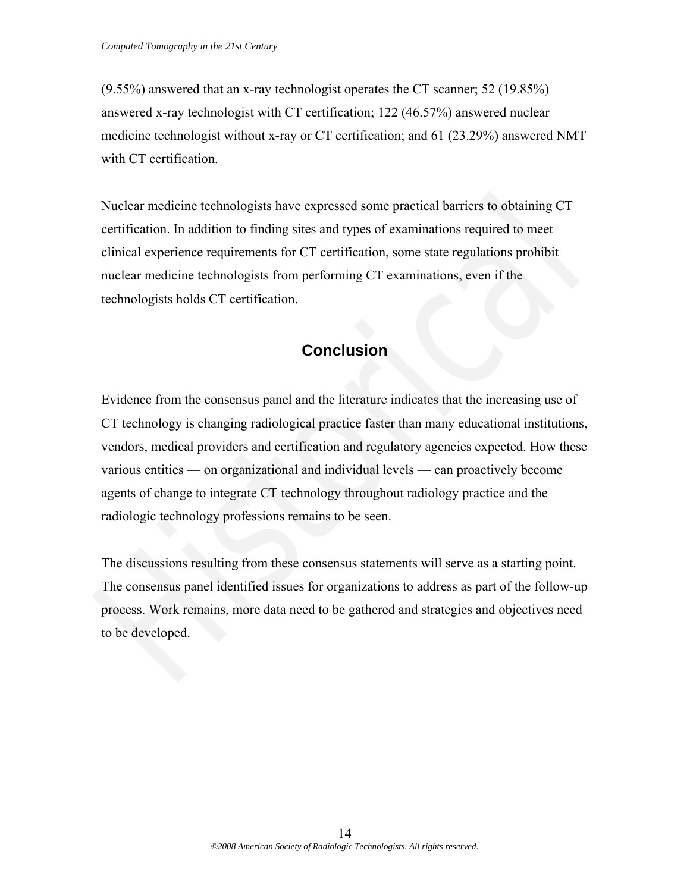(9.55%) answered that an x-ray technologist operates the CT scanner; 52 (19.85%) answered x-ray technologist with CT certification; 122 (46.57%) answered nuclear medicine technologist without x-ray or CT certification; and 61 (23.29%) answered NMT with CT certification.

Nuclear medicine technologists have expressed some practical barriers to obtaining CT certification. In addition to finding sites and types of examinations required to meet clinical experience requirements for CT certification, some state regulations prohibit nuclear medicine technologists from performing CT examinations, even if the technologists holds CT certification.

## Conclusion

Evidence from the consensus panel and the literature indicates that the increasing use of CT technology is changing radiological practice faster than many educational institutions, vendors, medical providers and certification and regulatory agencies expected. How these various entities — on organizational and individual levels — can proactively become agents of change to integrate CT technology throughout radiology practice and the radiologic technology professions remains to be seen.

The discussions resulting from these consensus statements will serve as a starting point. The consensus panel identified issues for organizations to address as part of the follow-up process. Work remains, more data need to be gathered and strategies and objectives need to be developed.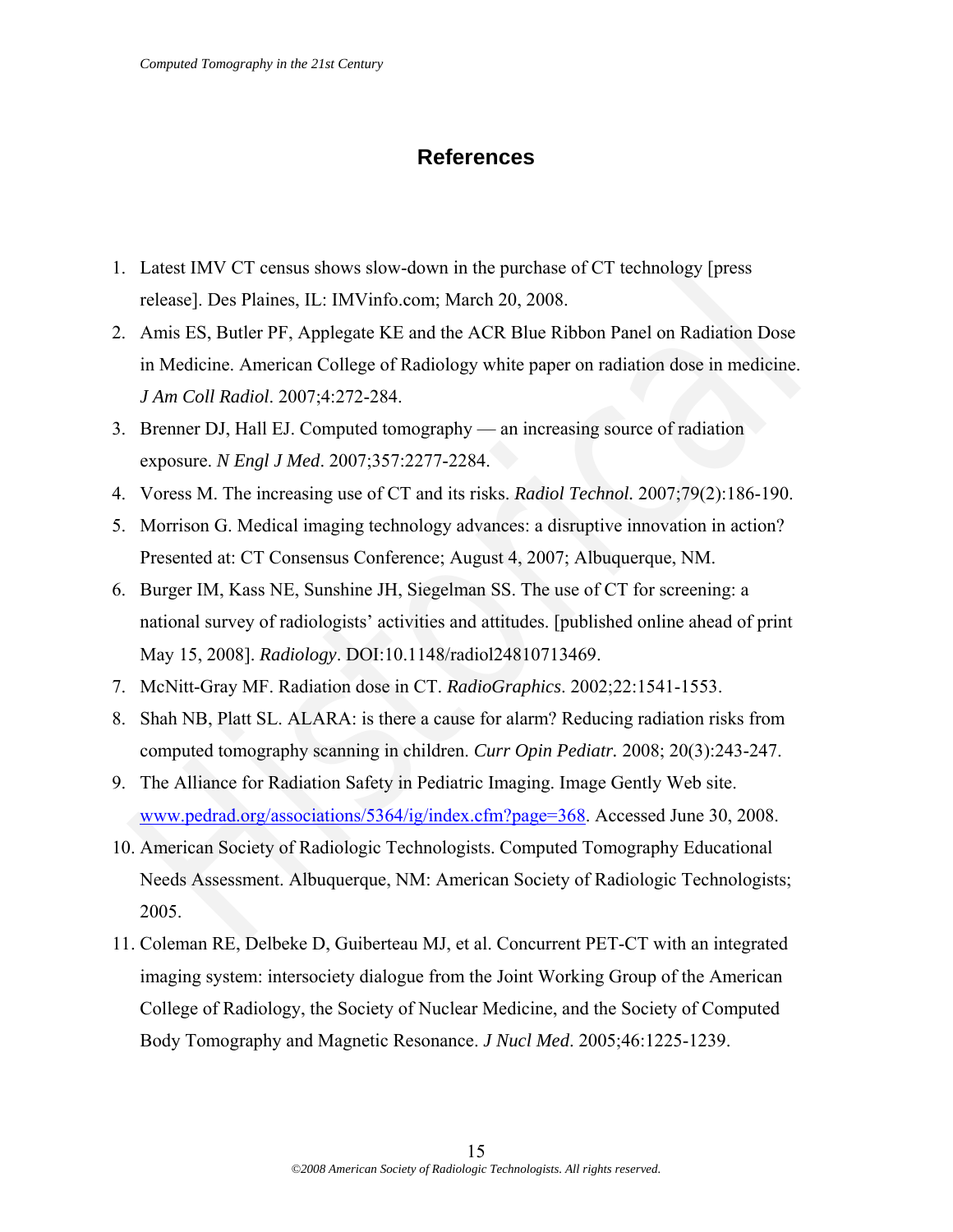# References

1. Latest IMV CT census shows slow-down in the purchase of CT technology [press release]. Des Plaines, IL: IMVinfo.com; March 20, 2008.
2. Amis ES, Butler PF, Applegate KE and the ACR Blue Ribbon Panel on Radiation Dose in Medicine. American College of Radiology white paper on radiation dose in medicine. *J Am Coll Radiol*. 2007;4:272-284.
3. Brenner DJ, Hall EJ. Computed tomography — an increasing source of radiation exposure. *N Engl J Med*. 2007;357:2277-2284.
4. Voress M. The increasing use of CT and its risks. *Radiol Technol.* 2007;79(2):186-190.
5. Morrison G. Medical imaging technology advances: a disruptive innovation in action? Presented at: CT Consensus Conference; August 4, 2007; Albuquerque, NM.
6. Burger IM, Kass NE, Sunshine JH, Siegelman SS. The use of CT for screening: a national survey of radiologists' activities and attitudes. [published online ahead of print May 15, 2008]. *Radiology*. DOI:10.1148/radiol24810713469.
7. McNitt-Gray MF. Radiation dose in CT. *RadioGraphics*. 2002;22:1541-1553.
8. Shah NB, Platt SL. ALARA: is there a cause for alarm? Reducing radiation risks from computed tomography scanning in children. *Curr Opin Pediatr.* 2008; 20(3):243-247.
9. The Alliance for Radiation Safety in Pediatric Imaging. Image Gently Web site. www.pedrad.org/associations/5364/ig/index.cfm?page=368. Accessed June 30, 2008.
10. American Society of Radiologic Technologists. Computed Tomography Educational Needs Assessment. Albuquerque, NM: American Society of Radiologic Technologists; 2005.
11. Coleman RE, Delbeke D, Guiberteau MJ, et al. Concurrent PET-CT with an integrated imaging system: intersociety dialogue from the Joint Working Group of the American College of Radiology, the Society of Nuclear Medicine, and the Society of Computed Body Tomography and Magnetic Resonance. *J Nucl Med*. 2005;46:1225-1239.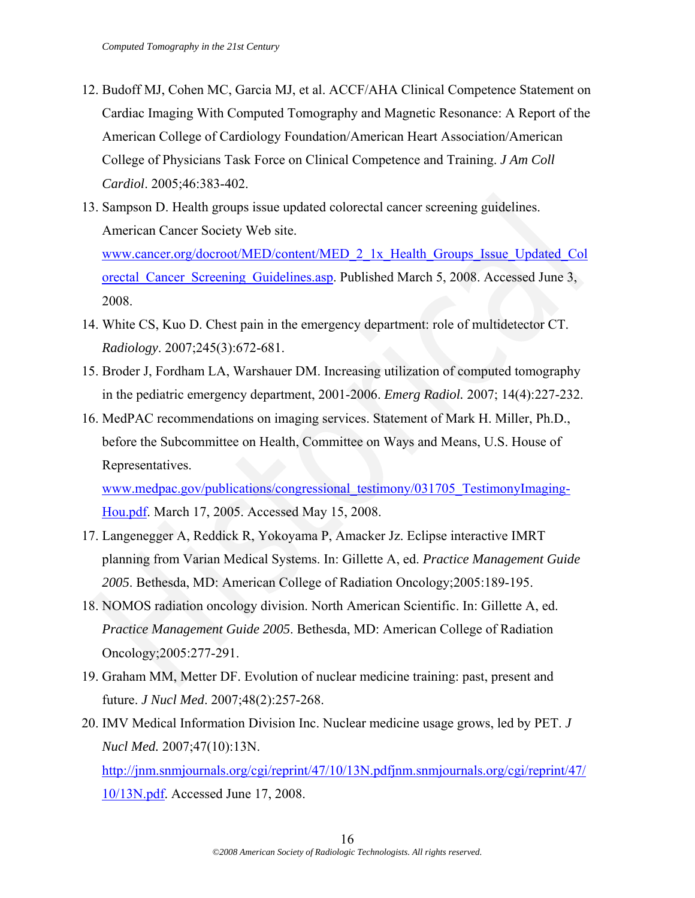12. Budoff MJ, Cohen MC, Garcia MJ, et al. ACCF/AHA Clinical Competence Statement on Cardiac Imaging With Computed Tomography and Magnetic Resonance: A Report of the American College of Cardiology Foundation/American Heart Association/American College of Physicians Task Force on Clinical Competence and Training. *J Am Coll Cardiol*. 2005;46:383-402.
13. Sampson D. Health groups issue updated colorectal cancer screening guidelines. American Cancer Society Web site. www.cancer.org/docroot/MED/content/MED_2_1x_Health_Groups_Issue_Updated_Colorectal_Cancer_Screening_Guidelines.asp. Published March 5, 2008. Accessed June 3, 2008.
14. White CS, Kuo D. Chest pain in the emergency department: role of multidetector CT. *Radiology*. 2007;245(3):672-681.
15. Broder J, Fordham LA, Warshauer DM. Increasing utilization of computed tomography in the pediatric emergency department, 2001-2006. *Emerg Radiol.* 2007; 14(4):227-232.
16. MedPAC recommendations on imaging services. Statement of Mark H. Miller, Ph.D., before the Subcommittee on Health, Committee on Ways and Means, U.S. House of Representatives. www.medpac.gov/publications/congressional_testimony/031705_TestimonyImaging-Hou.pdf. March 17, 2005. Accessed May 15, 2008.
17. Langenegger A, Reddick R, Yokoyama P, Amacker Jz. Eclipse interactive IMRT planning from Varian Medical Systems. In: Gillette A, ed. *Practice Management Guide 2005*. Bethesda, MD: American College of Radiation Oncology;2005:189-195.
18. NOMOS radiation oncology division. North American Scientific. In: Gillette A, ed. *Practice Management Guide 2005*. Bethesda, MD: American College of Radiation Oncology;2005:277-291.
19. Graham MM, Metter DF. Evolution of nuclear medicine training: past, present and future. *J Nucl Med*. 2007;48(2):257-268.
20. IMV Medical Information Division Inc. Nuclear medicine usage grows, led by PET. *J Nucl Med.* 2007;47(10):13N. http://jnm.snmjournals.org/cgi/reprint/47/10/13N.pdfjnm.snmjournals.org/cgi/reprint/47/10/13N.pdf. Accessed June 17, 2008.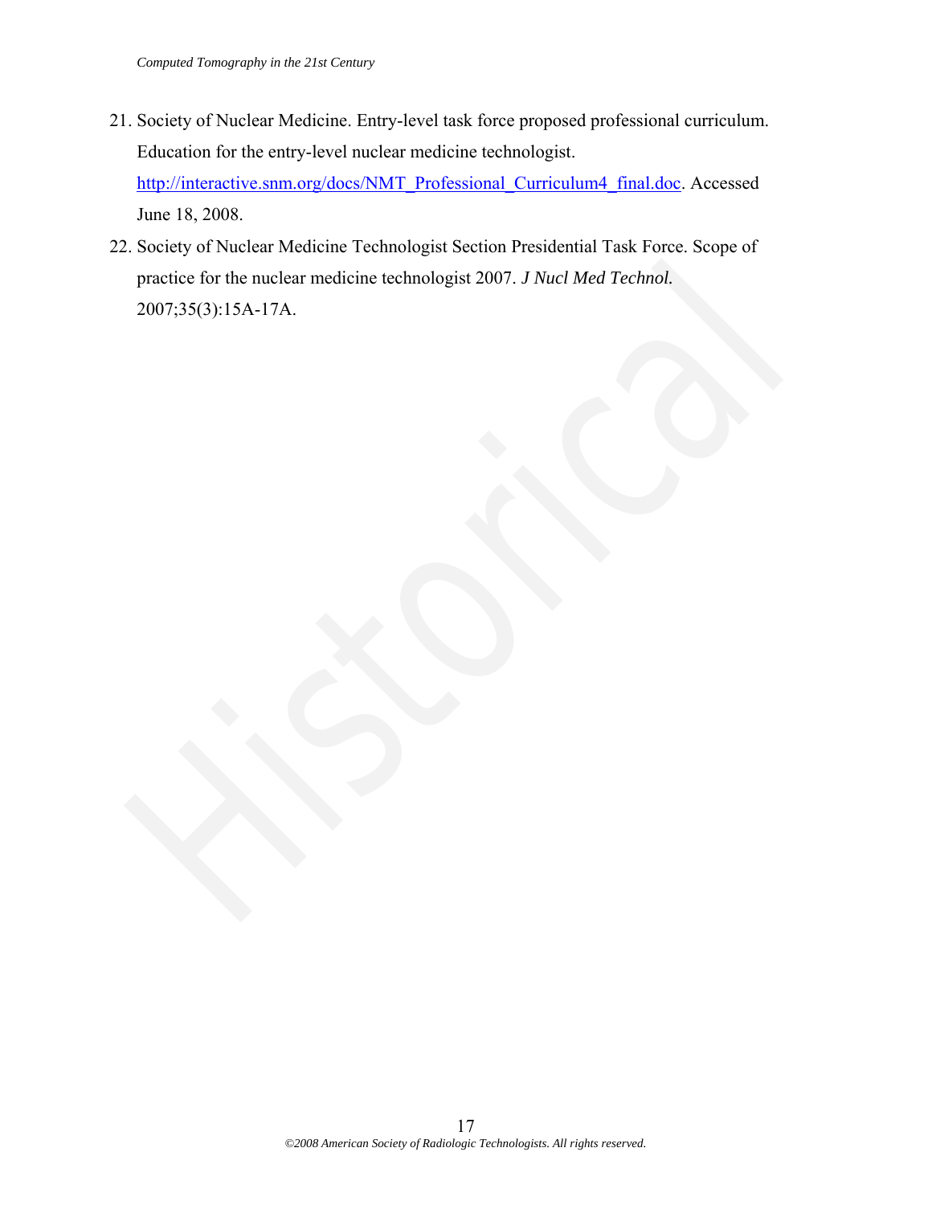21. Society of Nuclear Medicine. Entry-level task force proposed professional curriculum. Education for the entry-level nuclear medicine technologist. http://interactive.snm.org/docs/NMT_Professional_Curriculum4_final.doc. Accessed June 18, 2008.
22. Society of Nuclear Medicine Technologist Section Presidential Task Force. Scope of practice for the nuclear medicine technologist 2007. *J Nucl Med Technol.* 2007;35(3):15A-17A.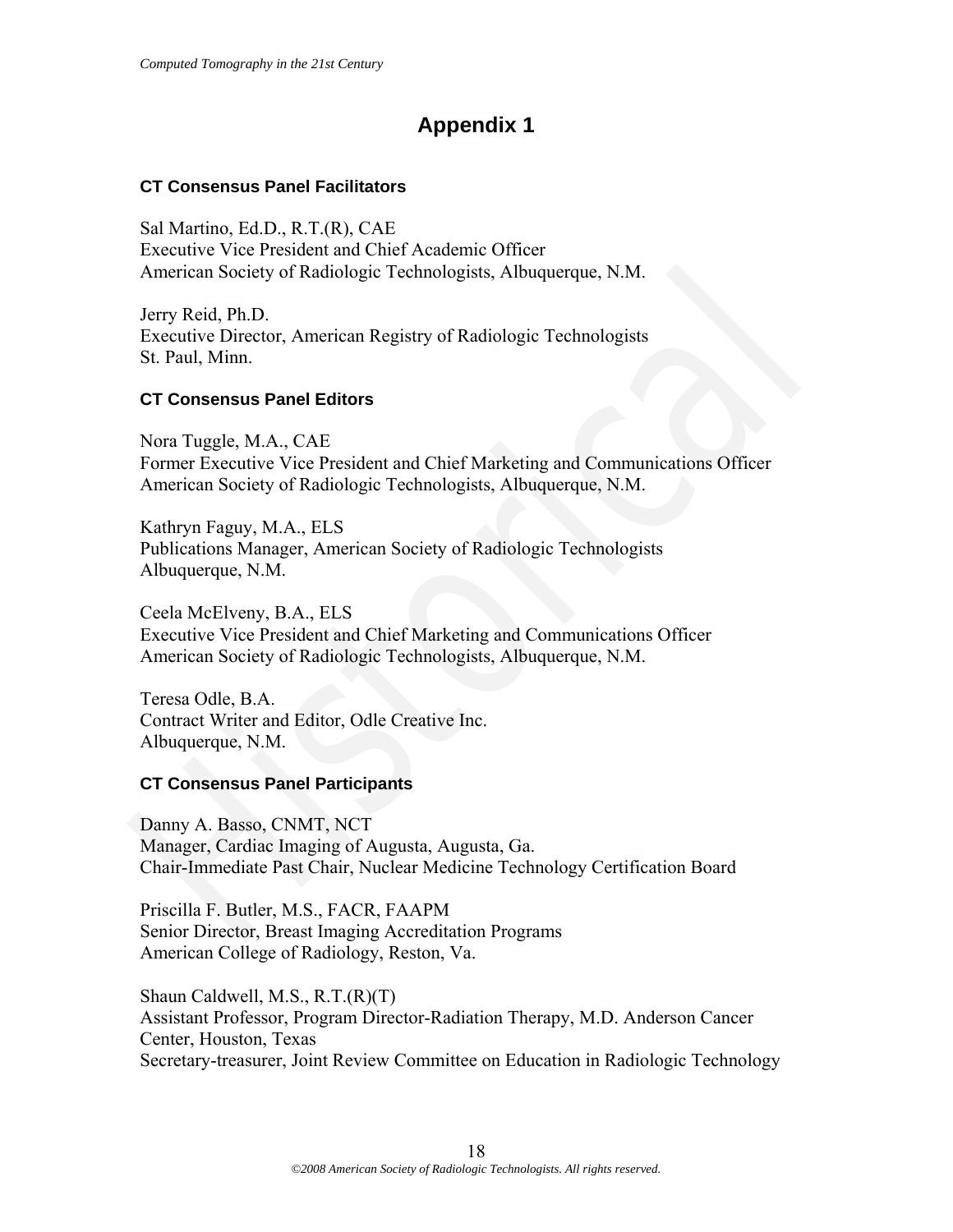# Appendix 1

### CT Consensus Panel Facilitators

Sal Martino, Ed.D., R.T.(R), CAE
Executive Vice President and Chief Academic Officer
American Society of Radiologic Technologists, Albuquerque, N.M.

Jerry Reid, Ph.D.
Executive Director, American Registry of Radiologic Technologists
St. Paul, Minn.

### CT Consensus Panel Editors

Nora Tuggle, M.A., CAE
Former Executive Vice President and Chief Marketing and Communications Officer
American Society of Radiologic Technologists, Albuquerque, N.M.

Kathryn Faguy, M.A., ELS
Publications Manager, American Society of Radiologic Technologists
Albuquerque, N.M.

Ceela McElveny, B.A., ELS
Executive Vice President and Chief Marketing and Communications Officer
American Society of Radiologic Technologists, Albuquerque, N.M.

Teresa Odle, B.A.
Contract Writer and Editor, Odle Creative Inc.
Albuquerque, N.M.

### CT Consensus Panel Participants

Danny A. Basso, CNMT, NCT
Manager, Cardiac Imaging of Augusta, Augusta, Ga.
Chair-Immediate Past Chair, Nuclear Medicine Technology Certification Board

Priscilla F. Butler, M.S., FACR, FAAPM
Senior Director, Breast Imaging Accreditation Programs
American College of Radiology, Reston, Va.

Shaun Caldwell, M.S., R.T.(R)(T)
Assistant Professor, Program Director-Radiation Therapy, M.D. Anderson Cancer Center, Houston, Texas
Secretary-treasurer, Joint Review Committee on Education in Radiologic Technology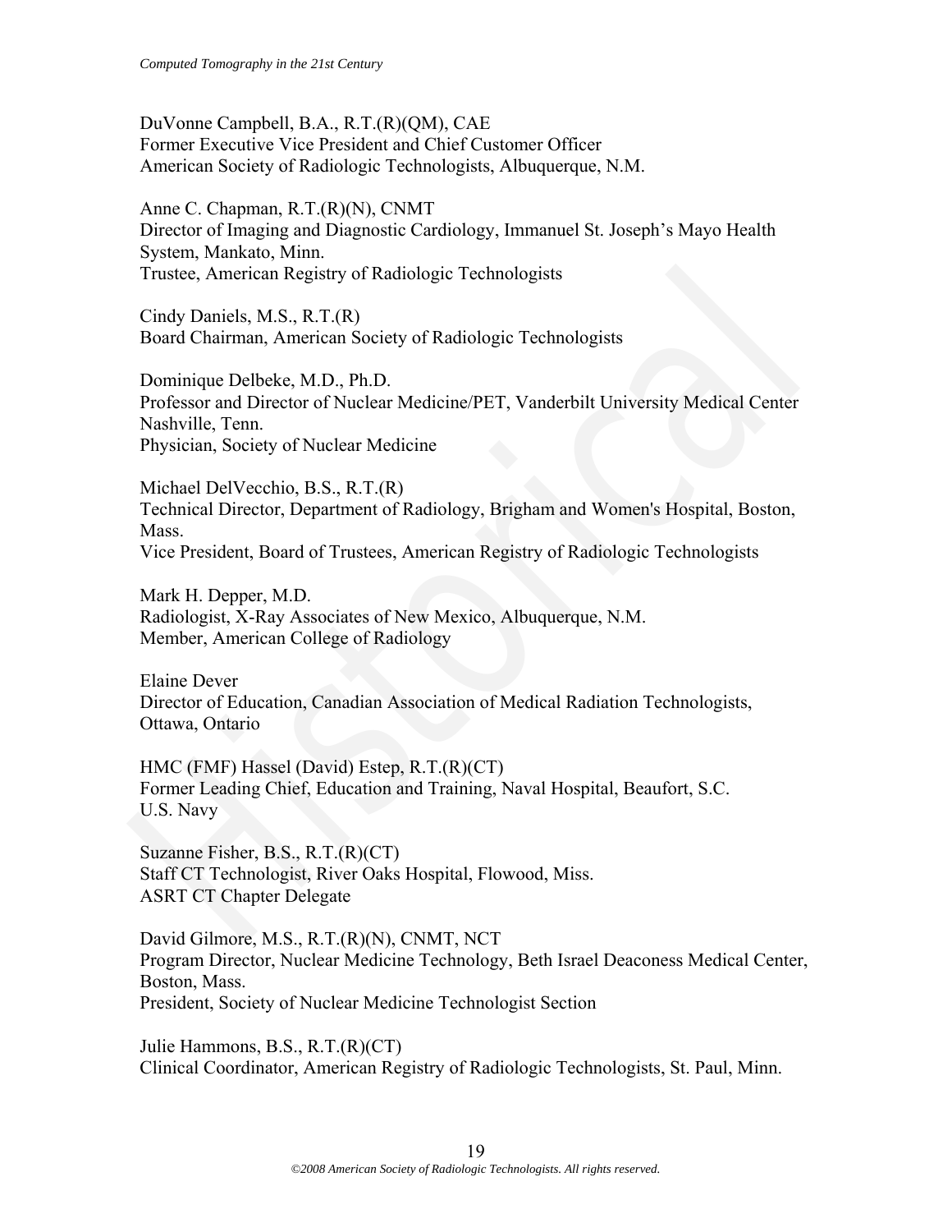DuVonne Campbell, B.A., R.T.(R)(QM), CAE
Former Executive Vice President and Chief Customer Officer
American Society of Radiologic Technologists, Albuquerque, N.M.

Anne C. Chapman, R.T.(R)(N), CNMT
Director of Imaging and Diagnostic Cardiology, Immanuel St. Joseph's Mayo Health System, Mankato, Minn.
Trustee, American Registry of Radiologic Technologists

Cindy Daniels, M.S., R.T.(R)
Board Chairman, American Society of Radiologic Technologists

Dominique Delbeke, M.D., Ph.D.
Professor and Director of Nuclear Medicine/PET, Vanderbilt University Medical Center Nashville, Tenn.
Physician, Society of Nuclear Medicine

Michael DelVecchio, B.S., R.T.(R)
Technical Director, Department of Radiology, Brigham and Women's Hospital, Boston, Mass.
Vice President, Board of Trustees, American Registry of Radiologic Technologists

Mark H. Depper, M.D.
Radiologist, X-Ray Associates of New Mexico, Albuquerque, N.M.
Member, American College of Radiology

Elaine Dever
Director of Education, Canadian Association of Medical Radiation Technologists, Ottawa, Ontario

HMC (FMF) Hassel (David) Estep, R.T.(R)(CT)
Former Leading Chief, Education and Training, Naval Hospital, Beaufort, S.C.
U.S. Navy

Suzanne Fisher, B.S., R.T.(R)(CT)
Staff CT Technologist, River Oaks Hospital, Flowood, Miss.
ASRT CT Chapter Delegate

David Gilmore, M.S., R.T.(R)(N), CNMT, NCT
Program Director, Nuclear Medicine Technology, Beth Israel Deaconess Medical Center, Boston, Mass.
President, Society of Nuclear Medicine Technologist Section

Julie Hammons, B.S., R.T.(R)(CT)
Clinical Coordinator, American Registry of Radiologic Technologists, St. Paul, Minn.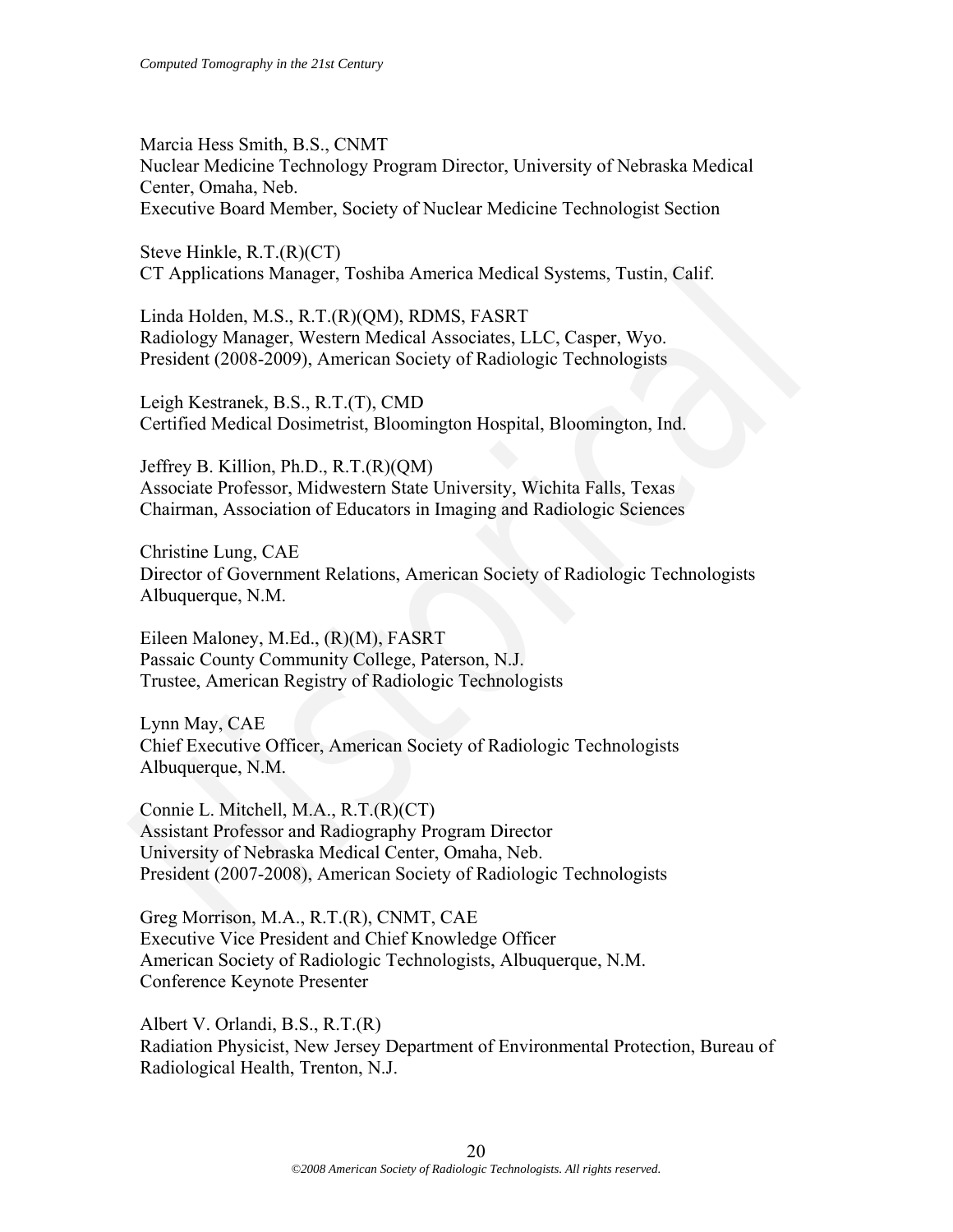Marcia Hess Smith, B.S., CNMT
Nuclear Medicine Technology Program Director, University of Nebraska Medical Center, Omaha, Neb.
Executive Board Member, Society of Nuclear Medicine Technologist Section

Steve Hinkle, R.T.(R)(CT)
CT Applications Manager, Toshiba America Medical Systems, Tustin, Calif.

Linda Holden, M.S., R.T.(R)(QM), RDMS, FASRT
Radiology Manager, Western Medical Associates, LLC, Casper, Wyo.
President (2008-2009), American Society of Radiologic Technologists

Leigh Kestranek, B.S., R.T.(T), CMD
Certified Medical Dosimetrist, Bloomington Hospital, Bloomington, Ind.

Jeffrey B. Killion, Ph.D., R.T.(R)(QM)
Associate Professor, Midwestern State University, Wichita Falls, Texas
Chairman, Association of Educators in Imaging and Radiologic Sciences

Christine Lung, CAE
Director of Government Relations, American Society of Radiologic Technologists
Albuquerque, N.M.

Eileen Maloney, M.Ed., (R)(M), FASRT
Passaic County Community College, Paterson, N.J.
Trustee, American Registry of Radiologic Technologists

Lynn May, CAE
Chief Executive Officer, American Society of Radiologic Technologists
Albuquerque, N.M.

Connie L. Mitchell, M.A., R.T.(R)(CT)
Assistant Professor and Radiography Program Director
University of Nebraska Medical Center, Omaha, Neb.
President (2007-2008), American Society of Radiologic Technologists

Greg Morrison, M.A., R.T.(R), CNMT, CAE
Executive Vice President and Chief Knowledge Officer
American Society of Radiologic Technologists, Albuquerque, N.M.
Conference Keynote Presenter

Albert V. Orlandi, B.S., R.T.(R)
Radiation Physicist, New Jersey Department of Environmental Protection, Bureau of Radiological Health, Trenton, N.J.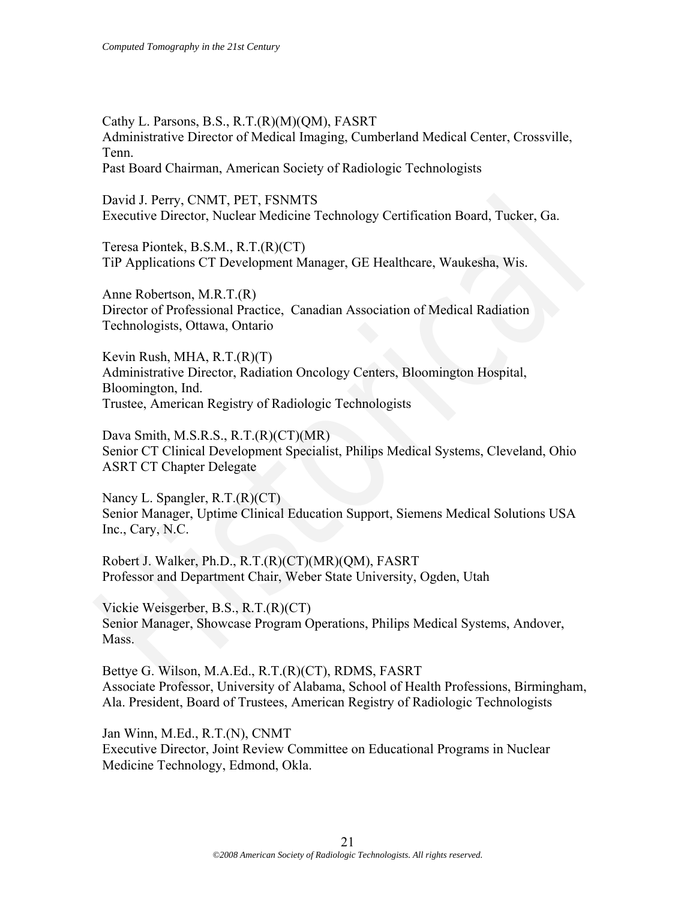Cathy L. Parsons, B.S., R.T.(R)(M)(QM), FASRT
Administrative Director of Medical Imaging, Cumberland Medical Center, Crossville, Tenn.
Past Board Chairman, American Society of Radiologic Technologists

David J. Perry, CNMT, PET, FSNMTS
Executive Director, Nuclear Medicine Technology Certification Board, Tucker, Ga.

Teresa Piontek, B.S.M., R.T.(R)(CT)
TiP Applications CT Development Manager, GE Healthcare, Waukesha, Wis.

Anne Robertson, M.R.T.(R)
Director of Professional Practice, Canadian Association of Medical Radiation Technologists, Ottawa, Ontario

Kevin Rush, MHA, R.T.(R)(T)
Administrative Director, Radiation Oncology Centers, Bloomington Hospital, Bloomington, Ind.
Trustee, American Registry of Radiologic Technologists

Dava Smith, M.S.R.S., R.T.(R)(CT)(MR)
Senior CT Clinical Development Specialist, Philips Medical Systems, Cleveland, Ohio
ASRT CT Chapter Delegate

Nancy L. Spangler, R.T.(R)(CT)
Senior Manager, Uptime Clinical Education Support, Siemens Medical Solutions USA Inc., Cary, N.C.

Robert J. Walker, Ph.D., R.T.(R)(CT)(MR)(QM), FASRT
Professor and Department Chair, Weber State University, Ogden, Utah

Vickie Weisgerber, B.S., R.T.(R)(CT)
Senior Manager, Showcase Program Operations, Philips Medical Systems, Andover, Mass.

Bettye G. Wilson, M.A.Ed., R.T.(R)(CT), RDMS, FASRT
Associate Professor, University of Alabama, School of Health Professions, Birmingham, Ala. President, Board of Trustees, American Registry of Radiologic Technologists

Jan Winn, M.Ed., R.T.(N), CNMT
Executive Director, Joint Review Committee on Educational Programs in Nuclear Medicine Technology, Edmond, Okla.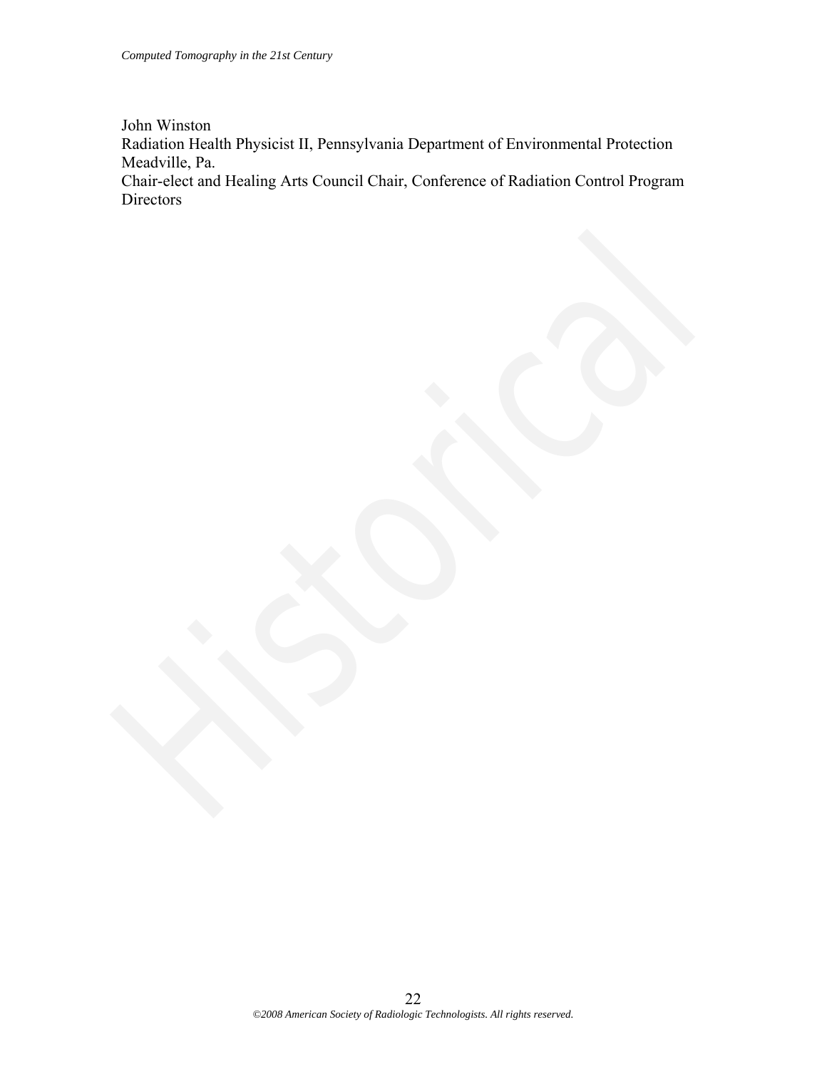John Winston
Radiation Health Physicist II, Pennsylvania Department of Environmental Protection
Meadville, Pa.
Chair-elect and Healing Arts Council Chair, Conference of Radiation Control Program Directors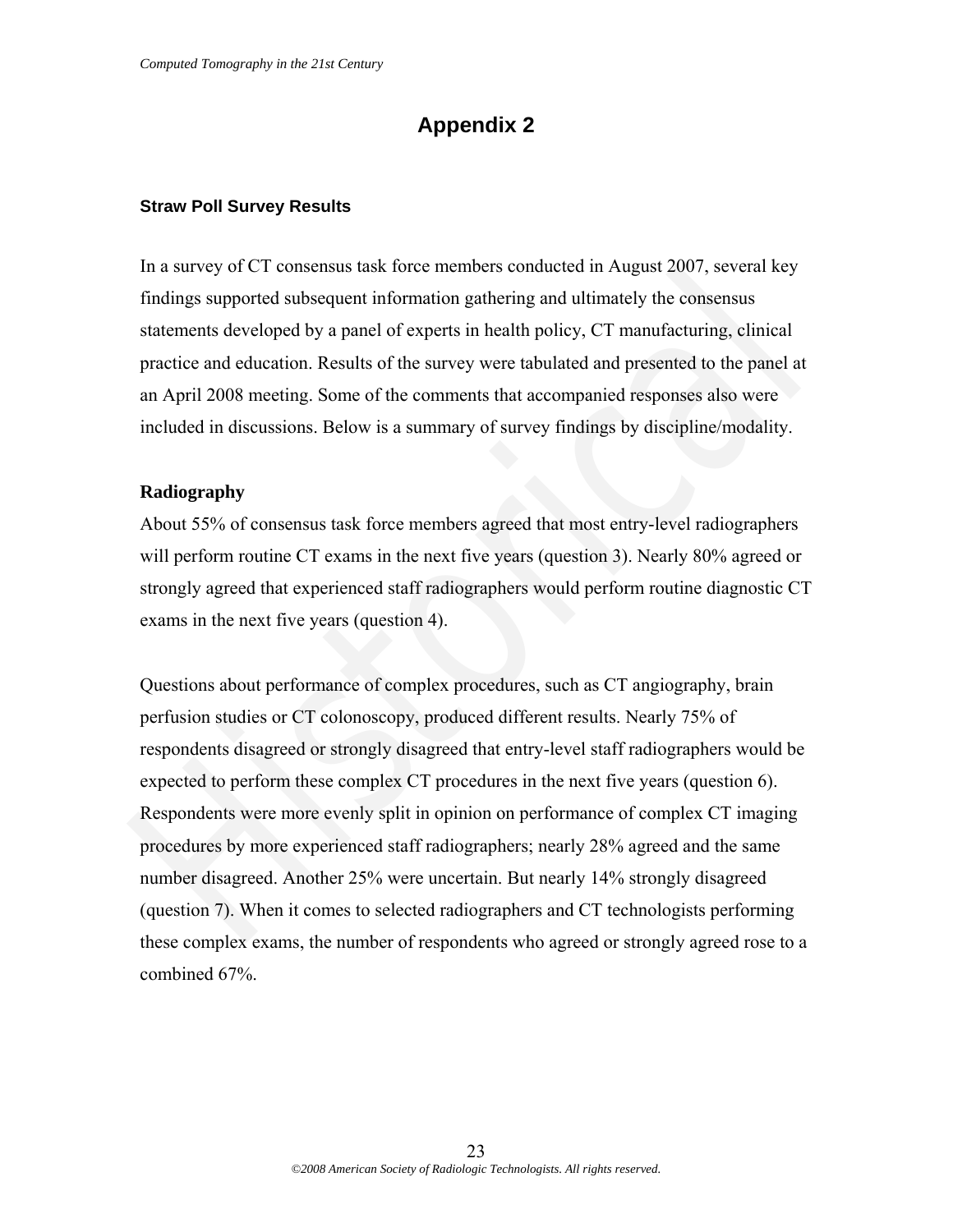# Appendix 2

### Straw Poll Survey Results

In a survey of CT consensus task force members conducted in August 2007, several key findings supported subsequent information gathering and ultimately the consensus statements developed by a panel of experts in health policy, CT manufacturing, clinical practice and education. Results of the survey were tabulated and presented to the panel at an April 2008 meeting. Some of the comments that accompanied responses also were included in discussions. Below is a summary of survey findings by discipline/modality.

**Radiography**

About 55% of consensus task force members agreed that most entry-level radiographers will perform routine CT exams in the next five years (question 3). Nearly 80% agreed or strongly agreed that experienced staff radiographers would perform routine diagnostic CT exams in the next five years (question 4).

Questions about performance of complex procedures, such as CT angiography, brain perfusion studies or CT colonoscopy, produced different results. Nearly 75% of respondents disagreed or strongly disagreed that entry-level staff radiographers would be expected to perform these complex CT procedures in the next five years (question 6). Respondents were more evenly split in opinion on performance of complex CT imaging procedures by more experienced staff radiographers; nearly 28% agreed and the same number disagreed. Another 25% were uncertain. But nearly 14% strongly disagreed (question 7). When it comes to selected radiographers and CT technologists performing these complex exams, the number of respondents who agreed or strongly agreed rose to a combined 67%.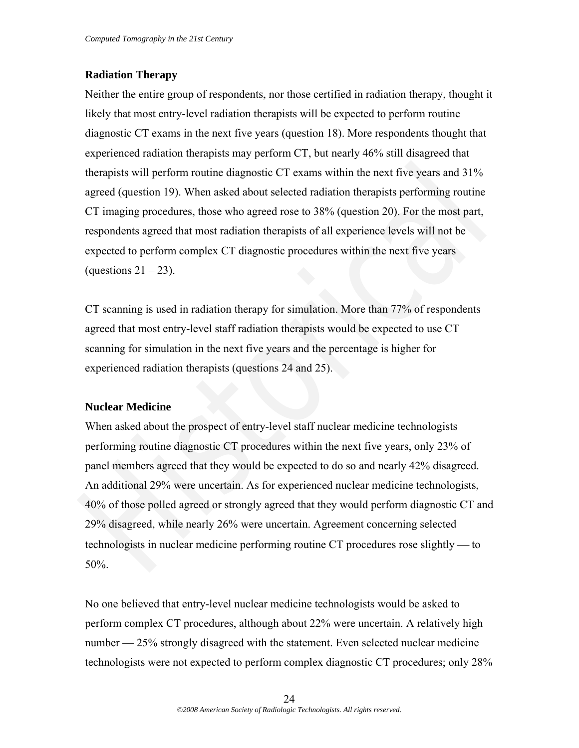## Radiation Therapy

Neither the entire group of respondents, nor those certified in radiation therapy, thought it likely that most entry-level radiation therapists will be expected to perform routine diagnostic CT exams in the next five years (question 18). More respondents thought that experienced radiation therapists may perform CT, but nearly 46% still disagreed that therapists will perform routine diagnostic CT exams within the next five years and 31% agreed (question 19). When asked about selected radiation therapists performing routine CT imaging procedures, those who agreed rose to 38% (question 20). For the most part, respondents agreed that most radiation therapists of all experience levels will not be expected to perform complex CT diagnostic procedures within the next five years (questions 21 – 23).

CT scanning is used in radiation therapy for simulation. More than 77% of respondents agreed that most entry-level staff radiation therapists would be expected to use CT scanning for simulation in the next five years and the percentage is higher for experienced radiation therapists (questions 24 and 25).

## Nuclear Medicine

When asked about the prospect of entry-level staff nuclear medicine technologists performing routine diagnostic CT procedures within the next five years, only 23% of panel members agreed that they would be expected to do so and nearly 42% disagreed. An additional 29% were uncertain. As for experienced nuclear medicine technologists, 40% of those polled agreed or strongly agreed that they would perform diagnostic CT and 29% disagreed, while nearly 26% were uncertain. Agreement concerning selected technologists in nuclear medicine performing routine CT procedures rose slightly — to 50%.

No one believed that entry-level nuclear medicine technologists would be asked to perform complex CT procedures, although about 22% were uncertain. A relatively high number — 25% strongly disagreed with the statement. Even selected nuclear medicine technologists were not expected to perform complex diagnostic CT procedures; only 28%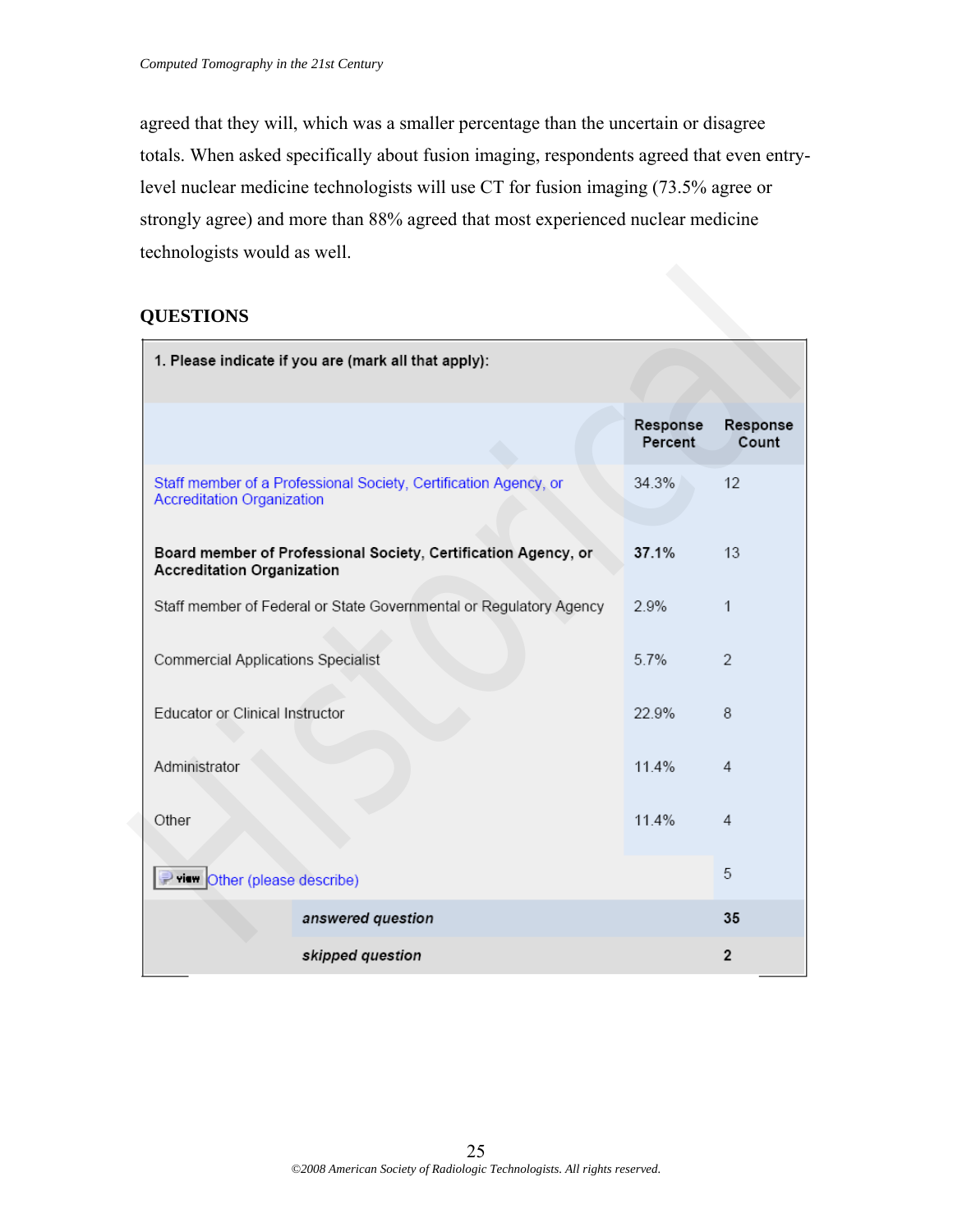agreed that they will, which was a smaller percentage than the uncertain or disagree totals. When asked specifically about fusion imaging, respondents agreed that even entry-level nuclear medicine technologists will use CT for fusion imaging (73.5% agree or strongly agree) and more than 88% agreed that most experienced nuclear medicine technologists would as well.

## QUESTIONS

**1. Please indicate if you are (mark all that apply):**

| | Response Percent | Response Count |
|---|---|---|
| Staff member of a Professional Society, Certification Agency, or Accreditation Organization | 34.3% | 12 |
| **Board member of Professional Society, Certification Agency, or Accreditation Organization** | **37.1%** | 13 |
| Staff member of Federal or State Governmental or Regulatory Agency | 2.9% | 1 |
| Commercial Applications Specialist | 5.7% | 2 |
| Educator or Clinical Instructor | 22.9% | 8 |
| Administrator | 11.4% | 4 |
| Other | 11.4% | 4 |
| view Other (please describe) | | 5 |
| ***answered question*** | | **35** |
| ***skipped question*** | | **2** |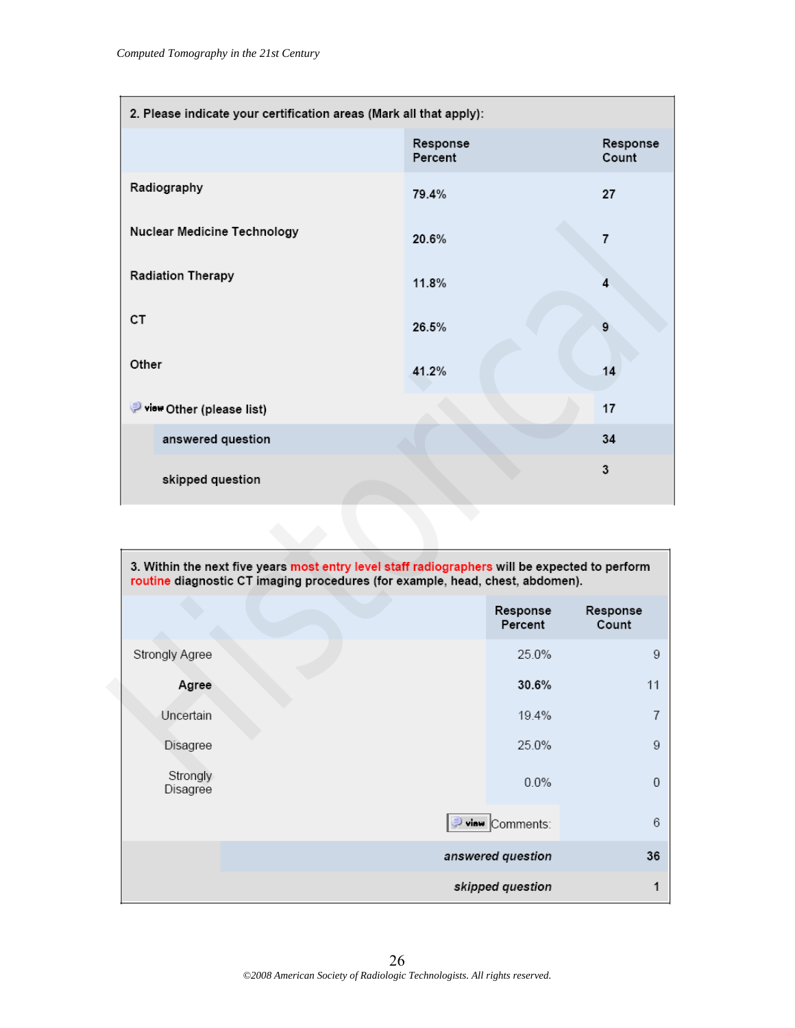**2. Please indicate your certification areas (Mark all that apply):**

| | Response Percent | Response Count |
|---|---|---|
| Radiography | 79.4% | 27 |
| Nuclear Medicine Technology | 20.6% | 7 |
| Radiation Therapy | 11.8% | 4 |
| CT | 26.5% | 9 |
| Other | 41.2% | 14 |
| view Other (please list) | | 17 |
| answered question | | 34 |
| skipped question | | 3 |

**3. Within the next five years most entry level staff radiographers will be expected to perform routine diagnostic CT imaging procedures (for example, head, chest, abdomen).**

| | Response Percent | Response Count |
|---|---|---|
| Strongly Agree | 25.0% | 9 |
| **Agree** | **30.6%** | 11 |
| Uncertain | 19.4% | 7 |
| Disagree | 25.0% | 9 |
| Strongly Disagree | 0.0% | 0 |
| view Comments: | | 6 |
| *answered question* | | 36 |
| *skipped question* | | 1 |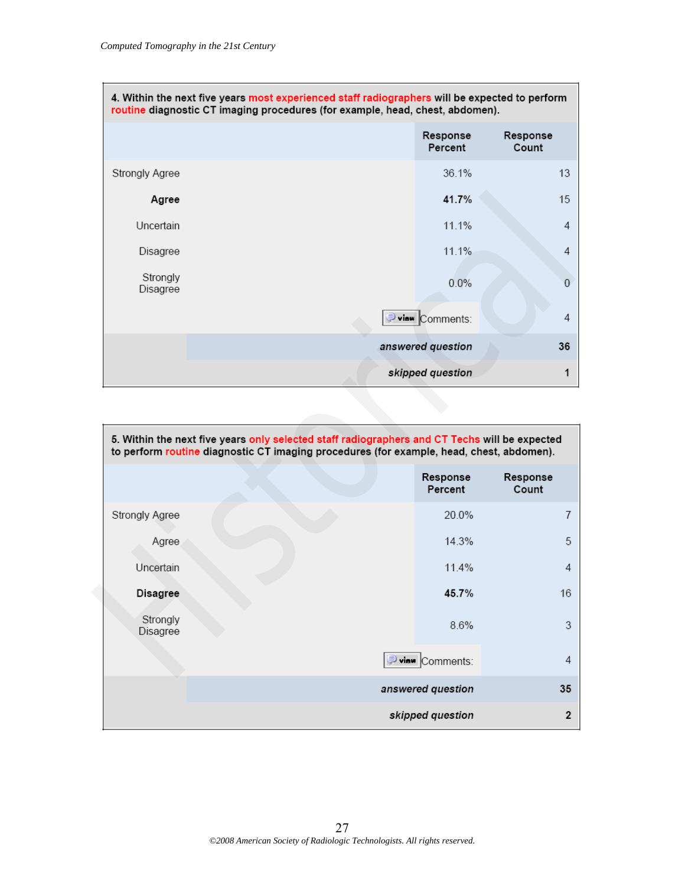**4. Within the next five years most experienced staff radiographers will be expected to perform routine diagnostic CT imaging procedures (for example, head, chest, abdomen).**

| | Response Percent | Response Count |
|---|---|---|
| Strongly Agree | 36.1% | 13 |
| **Agree** | **41.7%** | 15 |
| Uncertain | 11.1% | 4 |
| Disagree | 11.1% | 4 |
| Strongly Disagree | 0.0% | 0 |
| | view Comments: | 4 |
| | *answered question* | **36** |
| | *skipped question* | **1** |

**5. Within the next five years only selected staff radiographers and CT Techs will be expected to perform routine diagnostic CT imaging procedures (for example, head, chest, abdomen).**

| | Response Percent | Response Count |
|---|---|---|
| Strongly Agree | 20.0% | 7 |
| Agree | 14.3% | 5 |
| Uncertain | 11.4% | 4 |
| **Disagree** | **45.7%** | 16 |
| Strongly Disagree | 8.6% | 3 |
| | view Comments: | 4 |
| | *answered question* | **35** |
| | *skipped question* | **2** |

©2008 American Society of Radiologic Technologists. All rights reserved.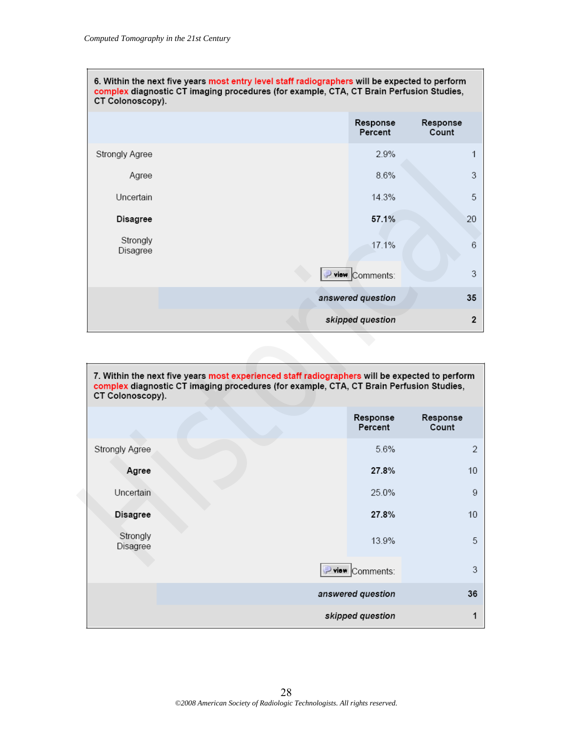**6. Within the next five years most entry level staff radiographers will be expected to perform complex diagnostic CT imaging procedures (for example, CTA, CT Brain Perfusion Studies, CT Colonoscopy).**

| | Response Percent | Response Count |
|---|---|---|
| Strongly Agree | 2.9% | 1 |
| Agree | 8.6% | 3 |
| Uncertain | 14.3% | 5 |
| **Disagree** | **57.1%** | 20 |
| Strongly Disagree | 17.1% | 6 |
| | Comments: | 3 |
| | ***answered question*** | **35** |
| | ***skipped question*** | **2** |

**7. Within the next five years most experienced staff radiographers will be expected to perform complex diagnostic CT imaging procedures (for example, CTA, CT Brain Perfusion Studies, CT Colonoscopy).**

| | Response Percent | Response Count |
|---|---|---|
| Strongly Agree | 5.6% | 2 |
| **Agree** | **27.8%** | 10 |
| Uncertain | 25.0% | 9 |
| **Disagree** | **27.8%** | 10 |
| Strongly Disagree | 13.9% | 5 |
| | Comments: | 3 |
| | ***answered question*** | **36** |
| | ***skipped question*** | **1** |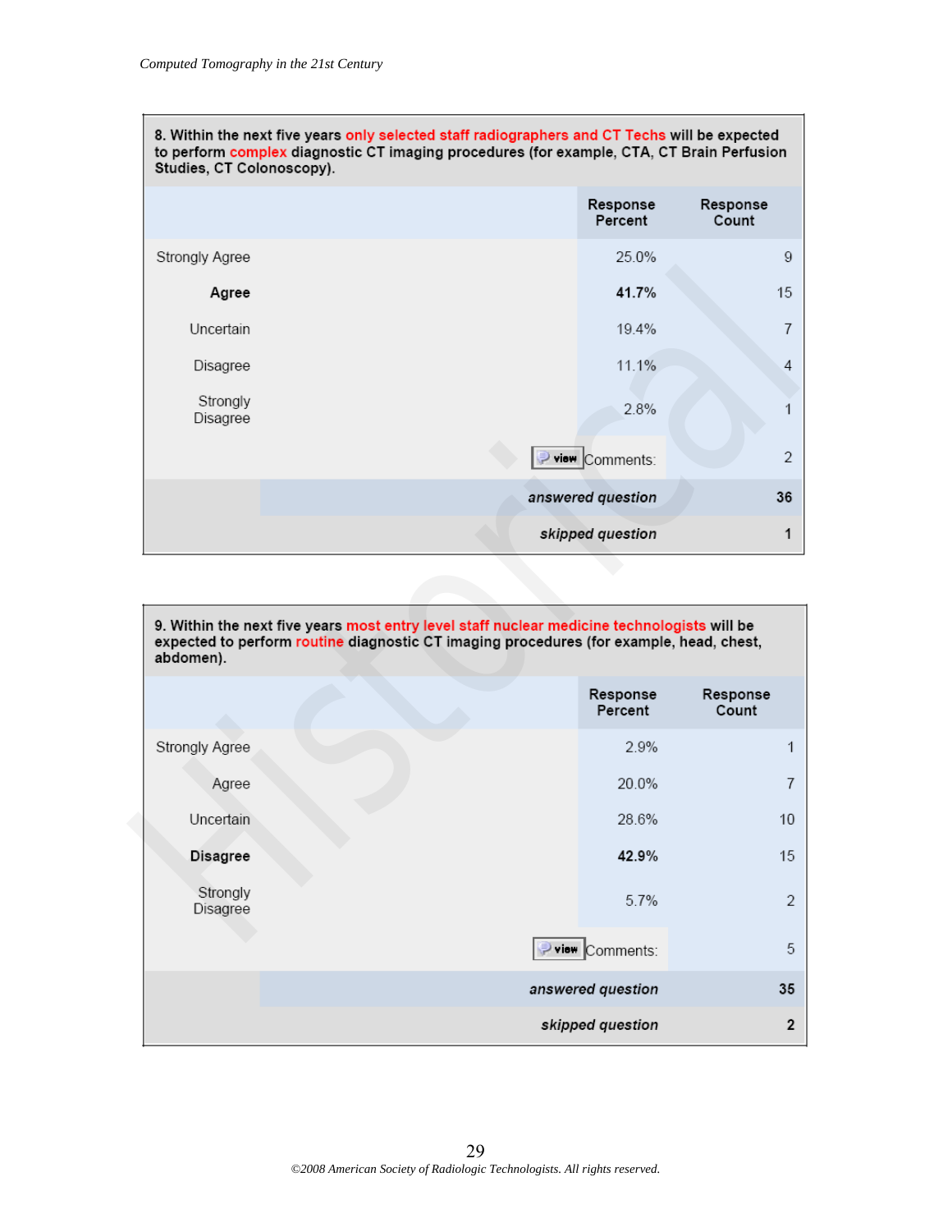**8. Within the next five years only selected staff radiographers and CT Techs will be expected to perform complex diagnostic CT imaging procedures (for example, CTA, CT Brain Perfusion Studies, CT Colonoscopy).**

| | Response Percent | Response Count |
|---|---|---|
| Strongly Agree | 25.0% | 9 |
| **Agree** | **41.7%** | 15 |
| Uncertain | 19.4% | 7 |
| Disagree | 11.1% | 4 |
| Strongly Disagree | 2.8% | 1 |
| | Comments: | 2 |
| | ***answered question*** | **36** |
| | ***skipped question*** | **1** |

**9. Within the next five years most entry level staff nuclear medicine technologists will be expected to perform routine diagnostic CT imaging procedures (for example, head, chest, abdomen).**

| | Response Percent | Response Count |
|---|---|---|
| Strongly Agree | 2.9% | 1 |
| Agree | 20.0% | 7 |
| Uncertain | 28.6% | 10 |
| **Disagree** | **42.9%** | 15 |
| Strongly Disagree | 5.7% | 2 |
| | Comments: | 5 |
| | ***answered question*** | **35** |
| | ***skipped question*** | **2** |

©2008 American Society of Radiologic Technologists. All rights reserved.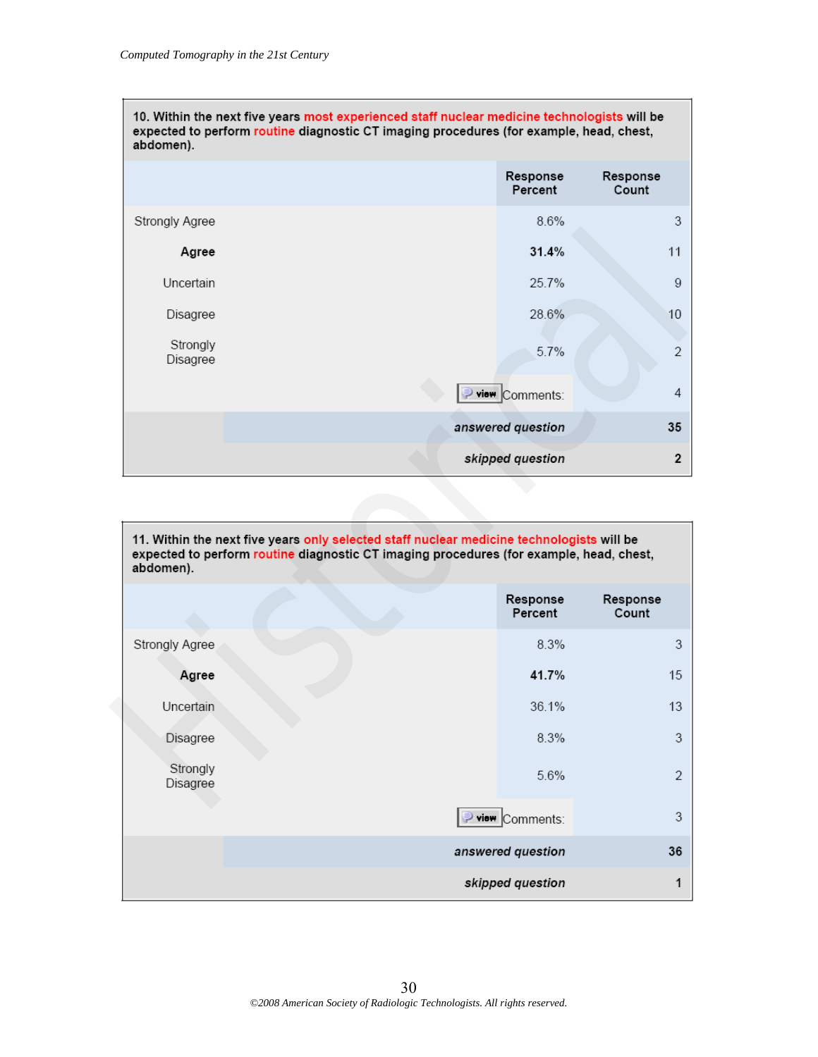**10. Within the next five years most experienced staff nuclear medicine technologists will be expected to perform routine diagnostic CT imaging procedures (for example, head, chest, abdomen).**

| | Response Percent | Response Count |
|---|---|---|
| Strongly Agree | 8.6% | 3 |
| **Agree** | **31.4%** | 11 |
| Uncertain | 25.7% | 9 |
| Disagree | 28.6% | 10 |
| Strongly Disagree | 5.7% | 2 |
| | Comments: | 4 |
| | *answered question* | **35** |
| | *skipped question* | **2** |

**11. Within the next five years only selected staff nuclear medicine technologists will be expected to perform routine diagnostic CT imaging procedures (for example, head, chest, abdomen).**

| | Response Percent | Response Count |
|---|---|---|
| Strongly Agree | 8.3% | 3 |
| **Agree** | **41.7%** | 15 |
| Uncertain | 36.1% | 13 |
| Disagree | 8.3% | 3 |
| Strongly Disagree | 5.6% | 2 |
| | Comments: | 3 |
| | *answered question* | **36** |
| | *skipped question* | **1** |

*©2008 American Society of Radiologic Technologists. All rights reserved.*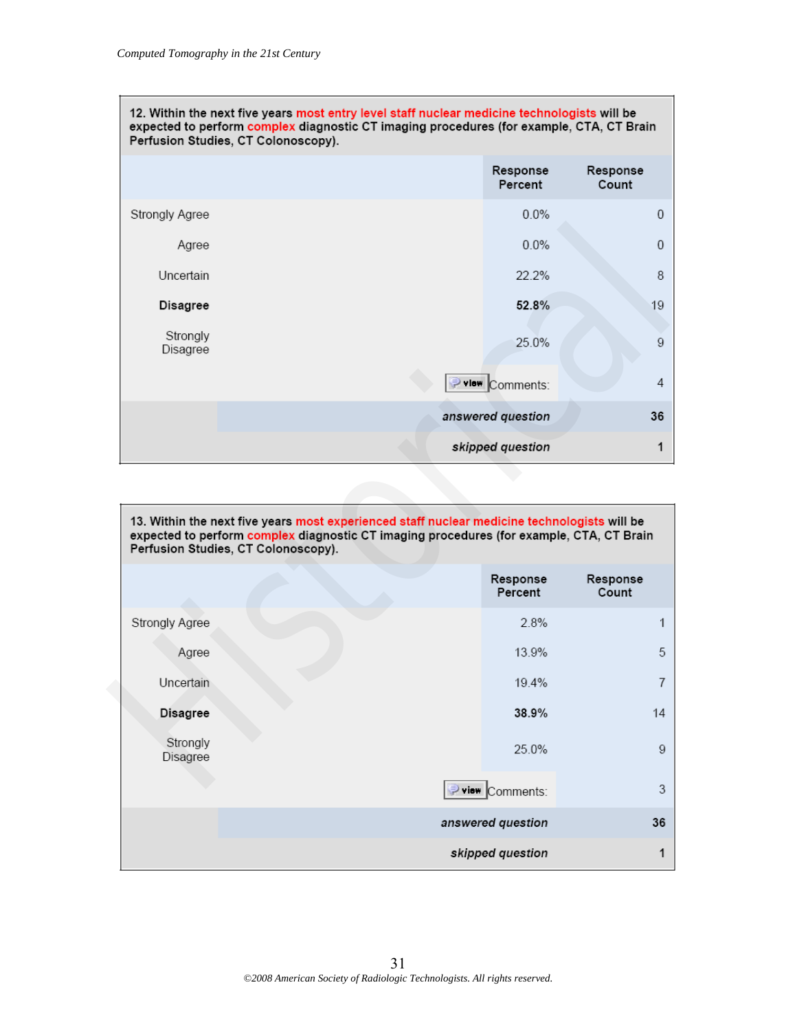**12. Within the next five years most entry level staff nuclear medicine technologists will be expected to perform complex diagnostic CT imaging procedures (for example, CTA, CT Brain Perfusion Studies, CT Colonoscopy).**

| | Response Percent | Response Count |
|---|---|---|
| Strongly Agree | 0.0% | 0 |
| Agree | 0.0% | 0 |
| Uncertain | 22.2% | 8 |
| **Disagree** | **52.8%** | 19 |
| Strongly Disagree | 25.0% | 9 |
| | Comments: | 4 |
| | *answered question* | **36** |
| | *skipped question* | **1** |

**13. Within the next five years most experienced staff nuclear medicine technologists will be expected to perform complex diagnostic CT imaging procedures (for example, CTA, CT Brain Perfusion Studies, CT Colonoscopy).**

| | Response Percent | Response Count |
|---|---|---|
| Strongly Agree | 2.8% | 1 |
| Agree | 13.9% | 5 |
| Uncertain | 19.4% | 7 |
| **Disagree** | **38.9%** | 14 |
| Strongly Disagree | 25.0% | 9 |
| | Comments: | 3 |
| | *answered question* | **36** |
| | *skipped question* | **1** |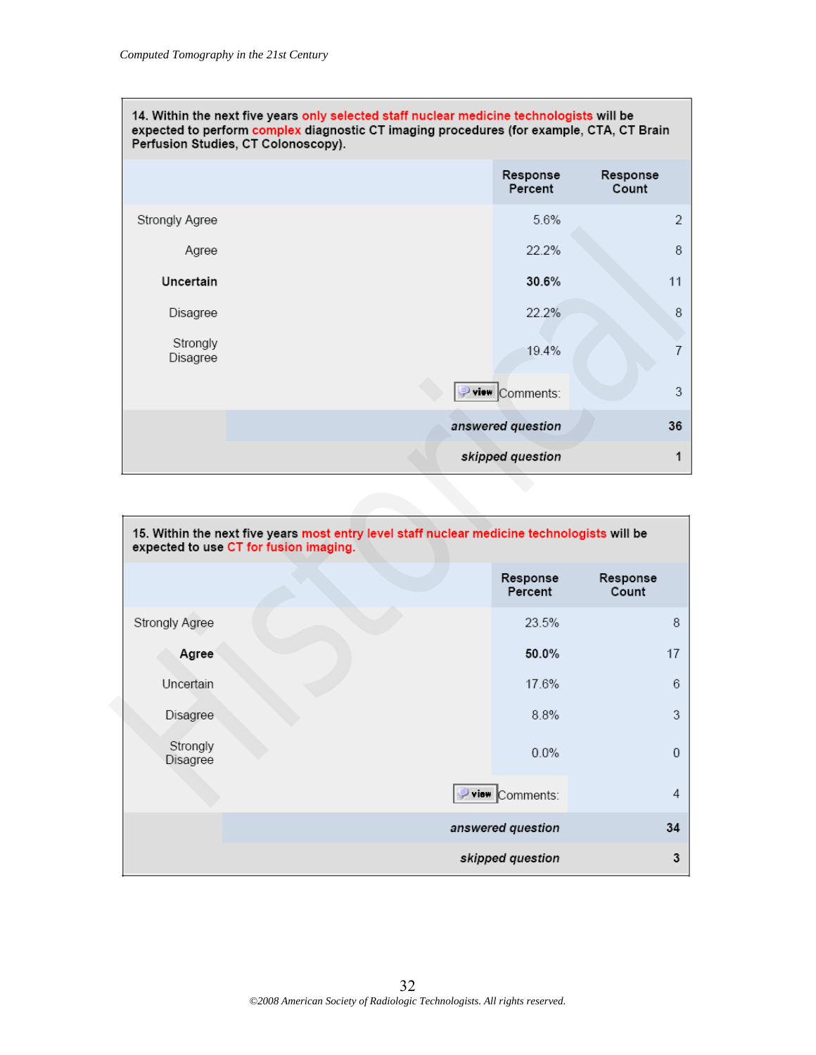**14. Within the next five years only selected staff nuclear medicine technologists will be expected to perform complex diagnostic CT imaging procedures (for example, CTA, CT Brain Perfusion Studies, CT Colonoscopy).**

| | Response Percent | Response Count |
|---|---|---|
| Strongly Agree | 5.6% | 2 |
| Agree | 22.2% | 8 |
| **Uncertain** | **30.6%** | 11 |
| Disagree | 22.2% | 8 |
| Strongly Disagree | 19.4% | 7 |
| | view Comments: | 3 |
| | ***answered question*** | **36** |
| | ***skipped question*** | **1** |

**15. Within the next five years most entry level staff nuclear medicine technologists will be expected to use CT for fusion imaging.**

| | Response Percent | Response Count |
|---|---|---|
| Strongly Agree | 23.5% | 8 |
| **Agree** | **50.0%** | 17 |
| Uncertain | 17.6% | 6 |
| Disagree | 8.8% | 3 |
| Strongly Disagree | 0.0% | 0 |
| | view Comments: | 4 |
| | ***answered question*** | **34** |
| | ***skipped question*** | **3** |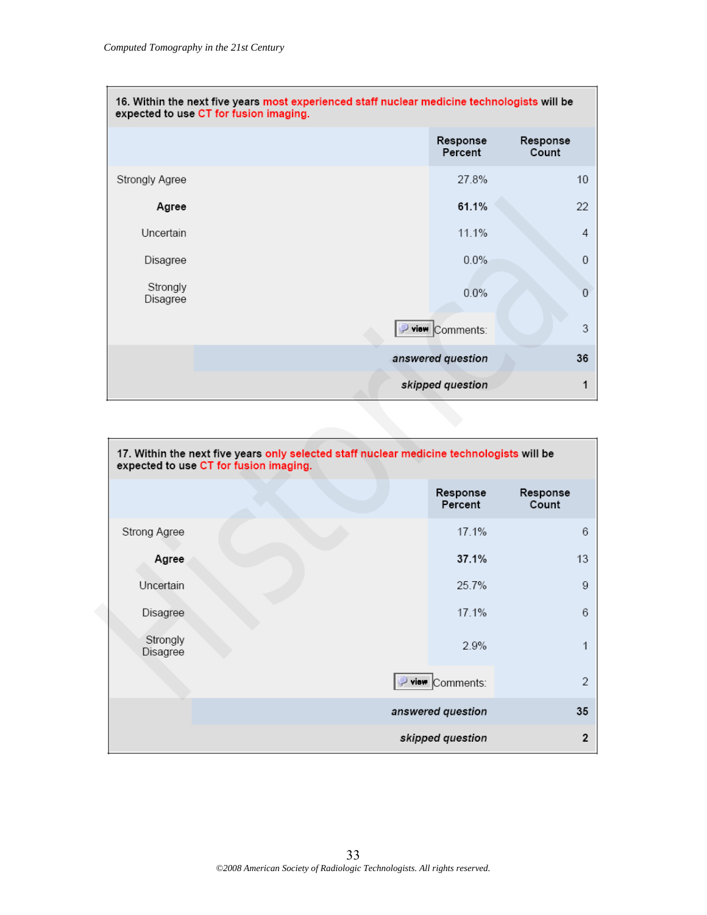**16. Within the next five years most experienced staff nuclear medicine technologists will be expected to use CT for fusion imaging.**

| | Response Percent | Response Count |
|---|---|---|
| Strongly Agree | 27.8% | 10 |
| **Agree** | **61.1%** | 22 |
| Uncertain | 11.1% | 4 |
| Disagree | 0.0% | 0 |
| Strongly Disagree | 0.0% | 0 |
| | Comments: | 3 |
| | *answered question* | **36** |
| | *skipped question* | **1** |

**17. Within the next five years only selected staff nuclear medicine technologists will be expected to use CT for fusion imaging.**

| | Response Percent | Response Count |
|---|---|---|
| Strong Agree | 17.1% | 6 |
| **Agree** | **37.1%** | 13 |
| Uncertain | 25.7% | 9 |
| Disagree | 17.1% | 6 |
| Strongly Disagree | 2.9% | 1 |
| | Comments: | 2 |
| | *answered question* | **35** |
| | *skipped question* | **2** |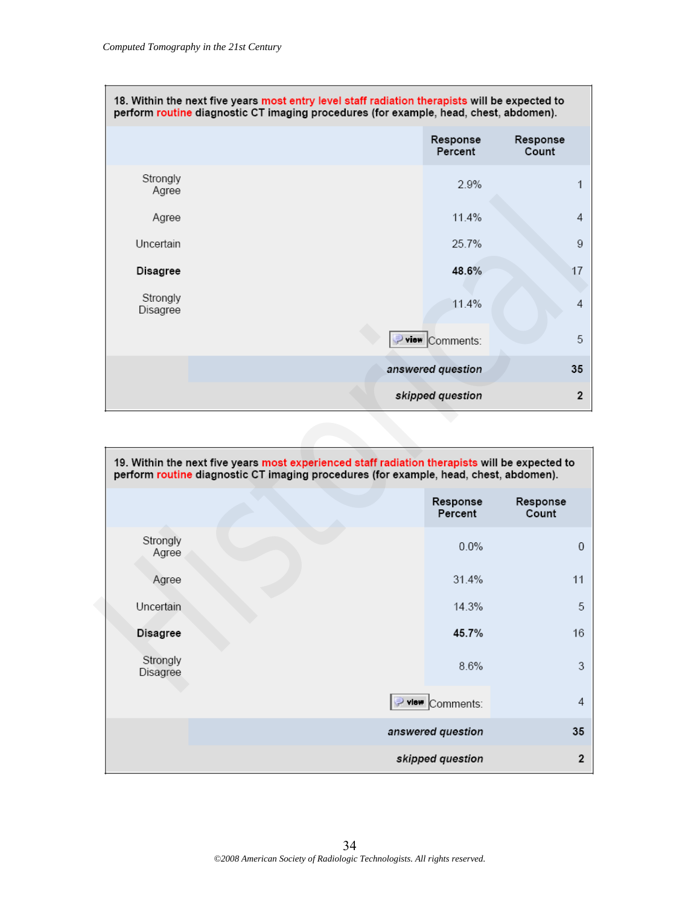**18. Within the next five years most entry level staff radiation therapists will be expected to perform routine diagnostic CT imaging procedures (for example, head, chest, abdomen).**

| | Response Percent | Response Count |
|---|---|---|
| Strongly Agree | 2.9% | 1 |
| Agree | 11.4% | 4 |
| Uncertain | 25.7% | 9 |
| **Disagree** | **48.6%** | 17 |
| Strongly Disagree | 11.4% | 4 |
| | view Comments: | 5 |
| | *answered question* | 35 |
| | *skipped question* | 2 |

**19. Within the next five years most experienced staff radiation therapists will be expected to perform routine diagnostic CT imaging procedures (for example, head, chest, abdomen).**

| | Response Percent | Response Count |
|---|---|---|
| Strongly Agree | 0.0% | 0 |
| Agree | 31.4% | 11 |
| Uncertain | 14.3% | 5 |
| **Disagree** | **45.7%** | 16 |
| Strongly Disagree | 8.6% | 3 |
| | view Comments: | 4 |
| | *answered question* | 35 |
| | *skipped question* | 2 |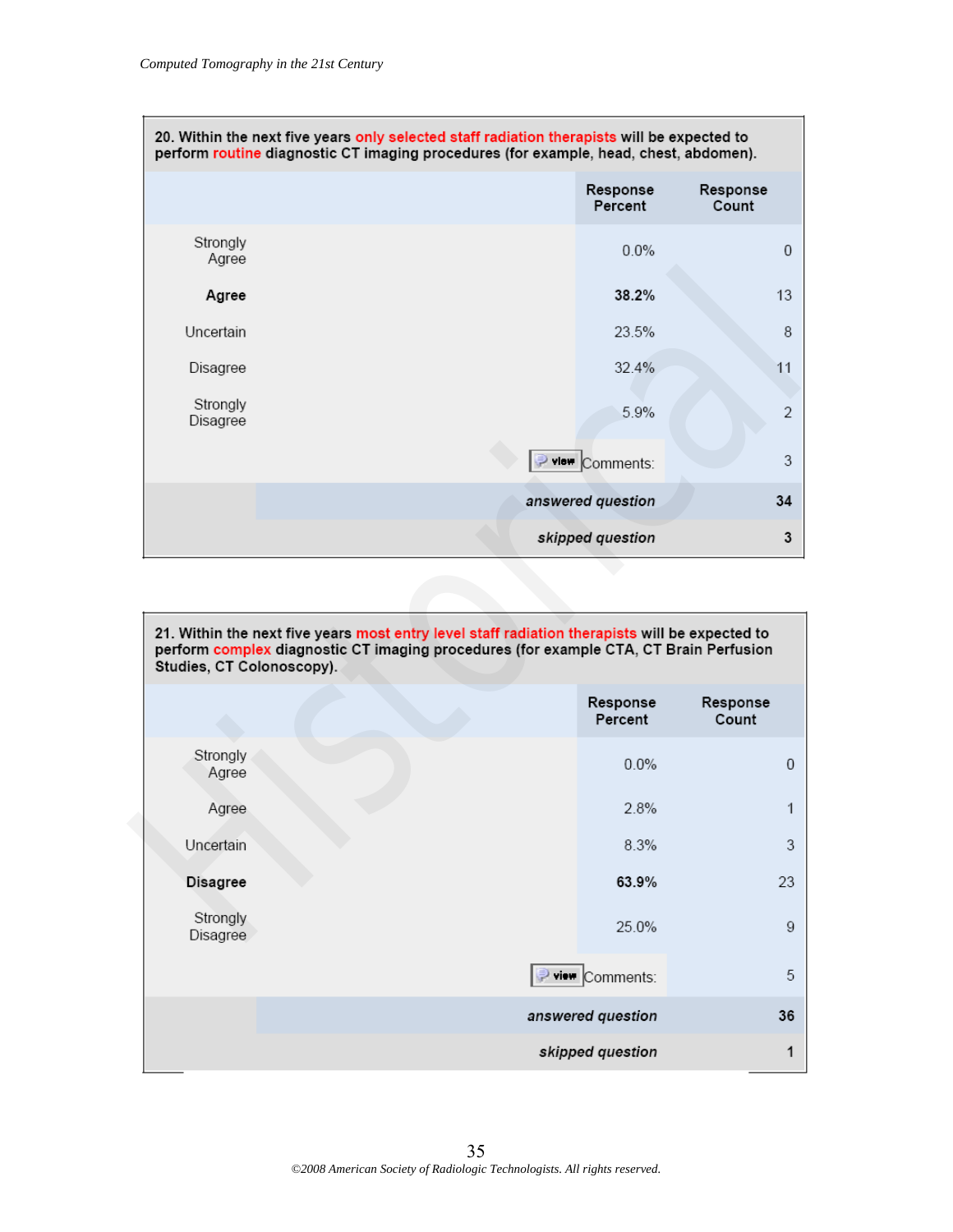**20. Within the next five years only selected staff radiation therapists will be expected to perform routine diagnostic CT imaging procedures (for example, head, chest, abdomen).**

| | Response Percent | Response Count |
|---|---|---|
| Strongly Agree | 0.0% | 0 |
| **Agree** | **38.2%** | 13 |
| Uncertain | 23.5% | 8 |
| Disagree | 32.4% | 11 |
| Strongly Disagree | 5.9% | 2 |
| | Comments: | 3 |
| | *answered question* | **34** |
| | *skipped question* | **3** |

**21. Within the next five years most entry level staff radiation therapists will be expected to perform complex diagnostic CT imaging procedures (for example CTA, CT Brain Perfusion Studies, CT Colonoscopy).**

| | Response Percent | Response Count |
|---|---|---|
| Strongly Agree | 0.0% | 0 |
| Agree | 2.8% | 1 |
| Uncertain | 8.3% | 3 |
| **Disagree** | **63.9%** | 23 |
| Strongly Disagree | 25.0% | 9 |
| | Comments: | 5 |
| | *answered question* | **36** |
| | *skipped question* | **1** |

*©2008 American Society of Radiologic Technologists. All rights reserved.*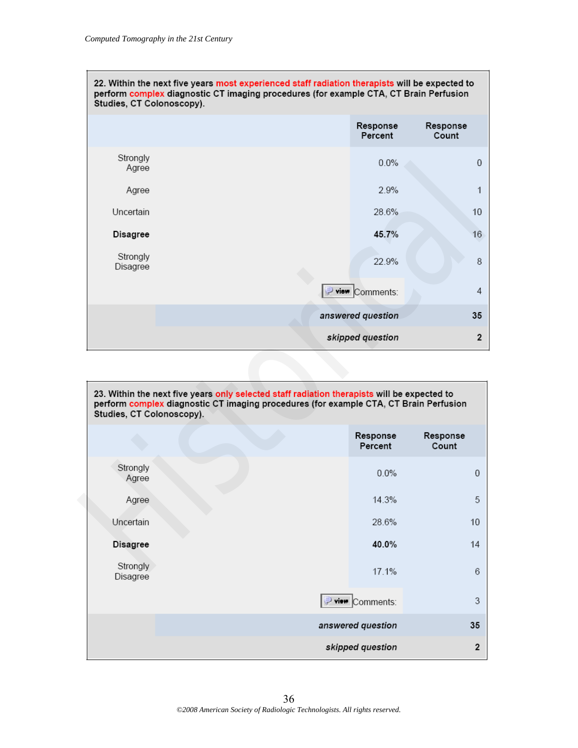**22. Within the next five years most experienced staff radiation therapists will be expected to perform complex diagnostic CT imaging procedures (for example CTA, CT Brain Perfusion Studies, CT Colonoscopy).**

| | Response Percent | Response Count |
|---|---|---|
| Strongly Agree | 0.0% | 0 |
| Agree | 2.9% | 1 |
| Uncertain | 28.6% | 10 |
| **Disagree** | **45.7%** | 16 |
| Strongly Disagree | 22.9% | 8 |
| | Comments: | 4 |
| | *answered question* | **35** |
| | *skipped question* | **2** |

**23. Within the next five years only selected staff radiation therapists will be expected to perform complex diagnostic CT imaging procedures (for example CTA, CT Brain Perfusion Studies, CT Colonoscopy).**

| | Response Percent | Response Count |
|---|---|---|
| Strongly Agree | 0.0% | 0 |
| Agree | 14.3% | 5 |
| Uncertain | 28.6% | 10 |
| **Disagree** | **40.0%** | 14 |
| Strongly Disagree | 17.1% | 6 |
| | Comments: | 3 |
| | *answered question* | **35** |
| | *skipped question* | **2** |

*©2008 American Society of Radiologic Technologists. All rights reserved.*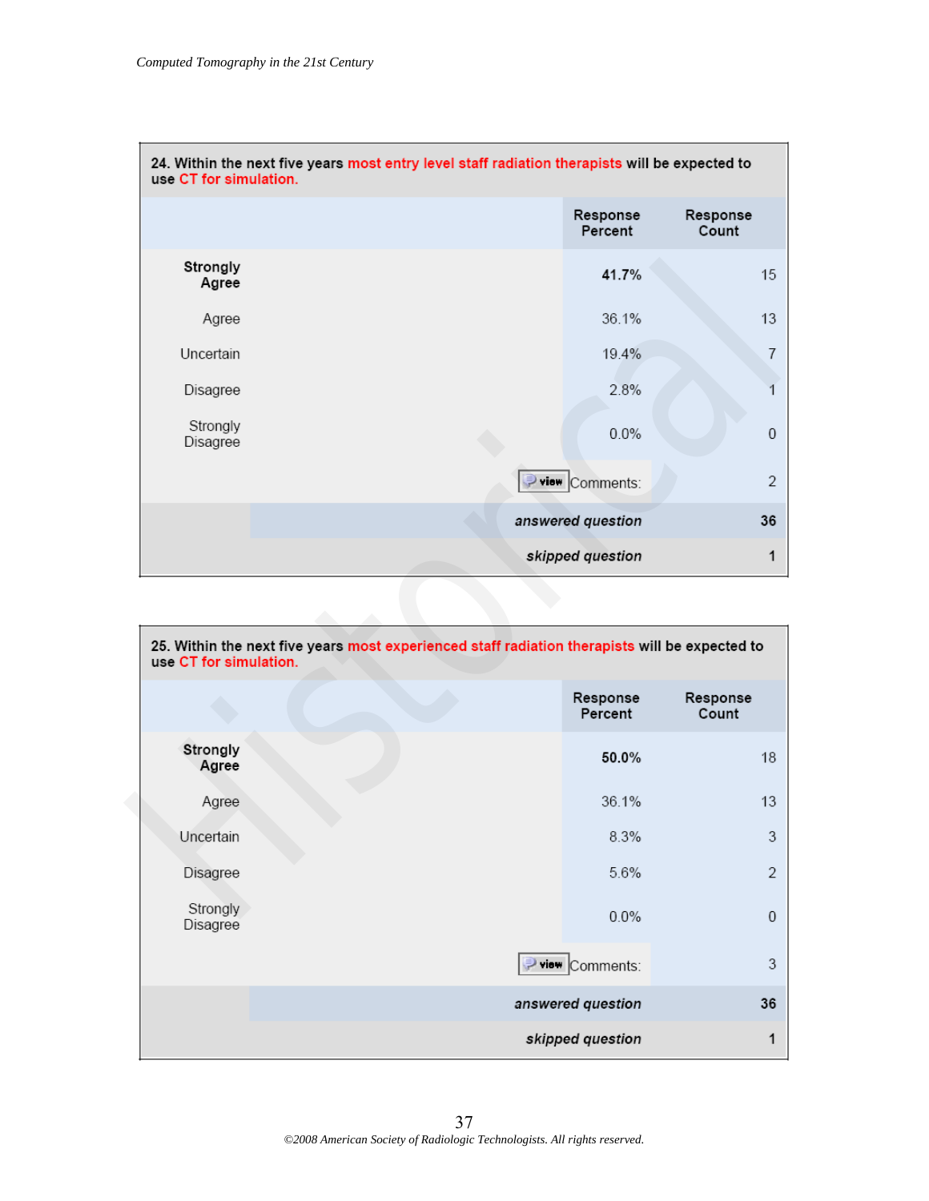**24. Within the next five years most entry level staff radiation therapists will be expected to use CT for simulation.**

| | Response Percent | Response Count |
|---|---|---|
| **Strongly Agree** | **41.7%** | 15 |
| Agree | 36.1% | 13 |
| Uncertain | 19.4% | 7 |
| Disagree | 2.8% | 1 |
| Strongly Disagree | 0.0% | 0 |
| | Comments: | 2 |
| | ***answered question*** | **36** |
| | ***skipped question*** | **1** |

**25. Within the next five years most experienced staff radiation therapists will be expected to use CT for simulation.**

| | Response Percent | Response Count |
|---|---|---|
| **Strongly Agree** | **50.0%** | 18 |
| Agree | 36.1% | 13 |
| Uncertain | 8.3% | 3 |
| Disagree | 5.6% | 2 |
| Strongly Disagree | 0.0% | 0 |
| | Comments: | 3 |
| | ***answered question*** | **36** |
| | ***skipped question*** | **1** |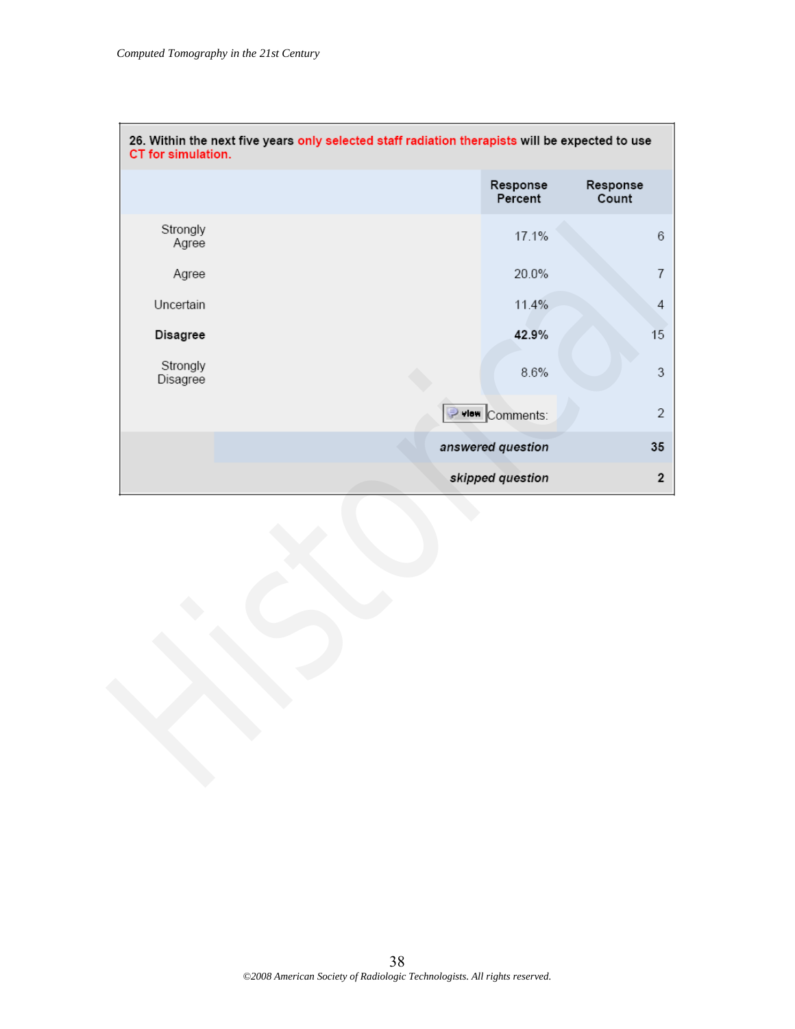**26. Within the next five years only selected staff radiation therapists will be expected to use CT for simulation.**

| | Response Percent | Response Count |
|---|---|---|
| Strongly Agree | 17.1% | 6 |
| Agree | 20.0% | 7 |
| Uncertain | 11.4% | 4 |
| **Disagree** | **42.9%** | 15 |
| Strongly Disagree | 8.6% | 3 |
| | view Comments: | 2 |
| | ***answered question*** | **35** |
| | ***skipped question*** | **2** |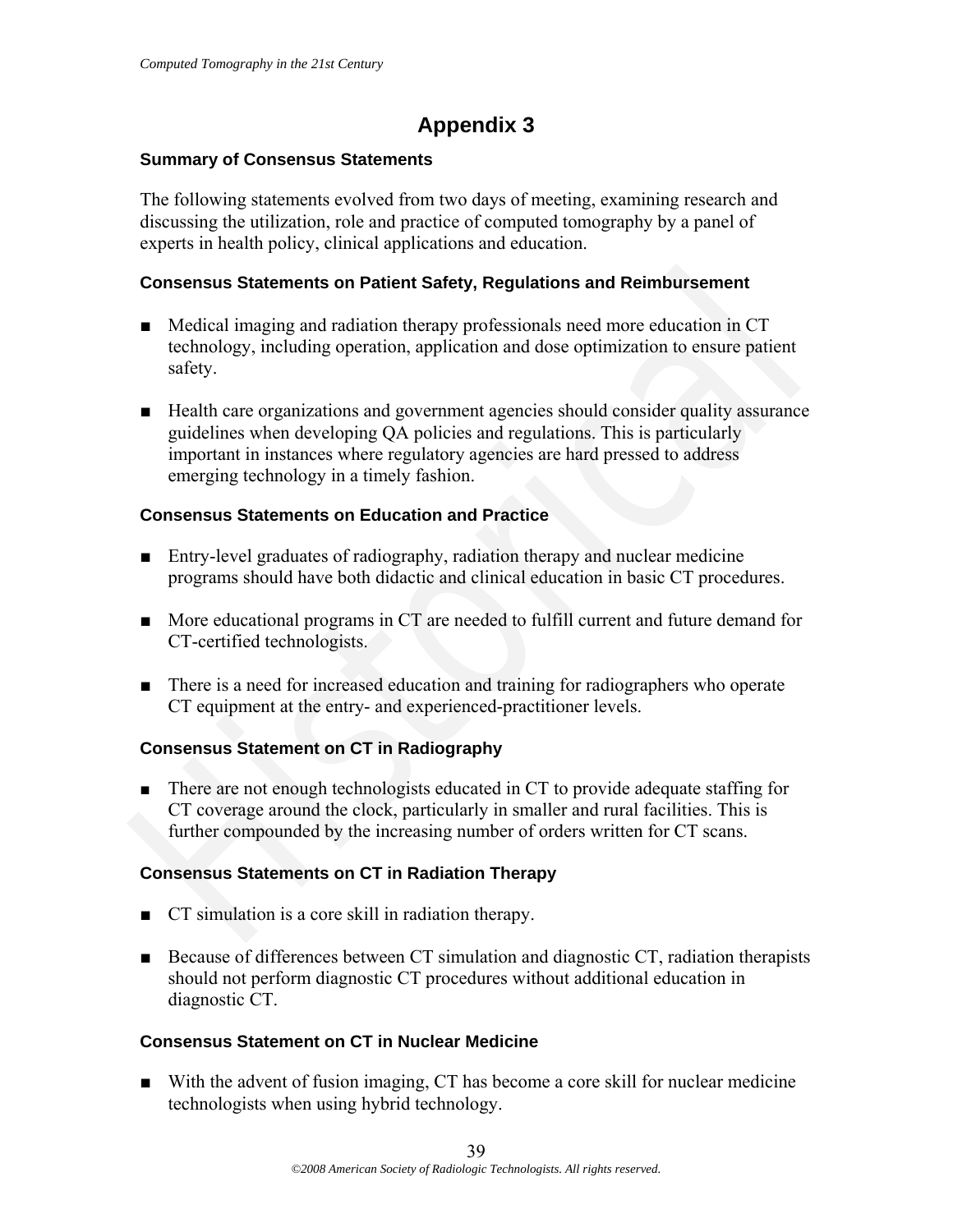# Appendix 3

## Summary of Consensus Statements

The following statements evolved from two days of meeting, examining research and discussing the utilization, role and practice of computed tomography by a panel of experts in health policy, clinical applications and education.

### Consensus Statements on Patient Safety, Regulations and Reimbursement

- Medical imaging and radiation therapy professionals need more education in CT technology, including operation, application and dose optimization to ensure patient safety.
- Health care organizations and government agencies should consider quality assurance guidelines when developing QA policies and regulations. This is particularly important in instances where regulatory agencies are hard pressed to address emerging technology in a timely fashion.

### Consensus Statements on Education and Practice

- Entry-level graduates of radiography, radiation therapy and nuclear medicine programs should have both didactic and clinical education in basic CT procedures.
- More educational programs in CT are needed to fulfill current and future demand for CT-certified technologists.
- There is a need for increased education and training for radiographers who operate CT equipment at the entry- and experienced-practitioner levels.

### Consensus Statement on CT in Radiography

- There are not enough technologists educated in CT to provide adequate staffing for CT coverage around the clock, particularly in smaller and rural facilities. This is further compounded by the increasing number of orders written for CT scans.

### Consensus Statements on CT in Radiation Therapy

- CT simulation is a core skill in radiation therapy.
- Because of differences between CT simulation and diagnostic CT, radiation therapists should not perform diagnostic CT procedures without additional education in diagnostic CT.

### Consensus Statement on CT in Nuclear Medicine

- With the advent of fusion imaging, CT has become a core skill for nuclear medicine technologists when using hybrid technology.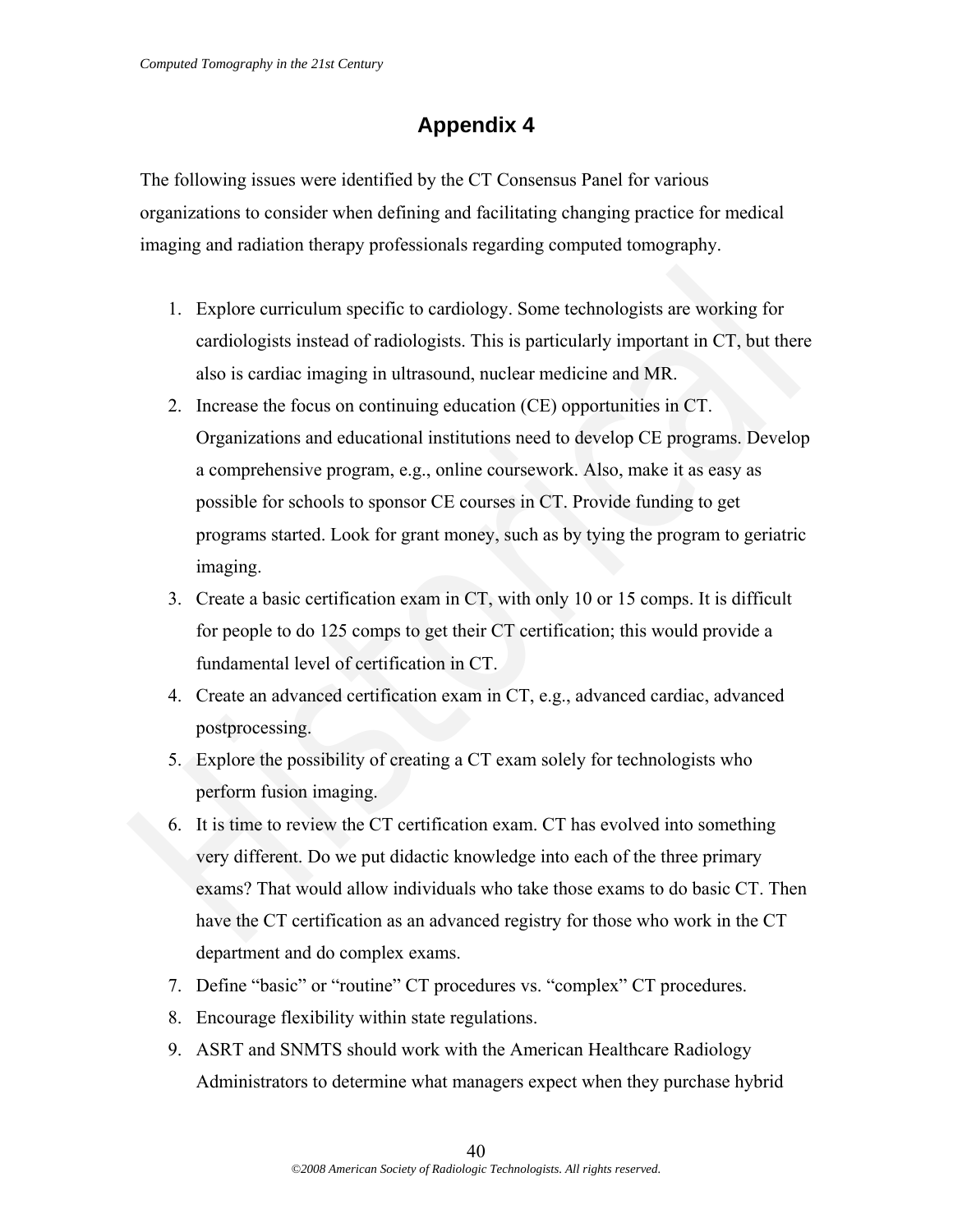# Appendix 4

The following issues were identified by the CT Consensus Panel for various organizations to consider when defining and facilitating changing practice for medical imaging and radiation therapy professionals regarding computed tomography.

1. Explore curriculum specific to cardiology. Some technologists are working for cardiologists instead of radiologists. This is particularly important in CT, but there also is cardiac imaging in ultrasound, nuclear medicine and MR.
2. Increase the focus on continuing education (CE) opportunities in CT. Organizations and educational institutions need to develop CE programs. Develop a comprehensive program, e.g., online coursework. Also, make it as easy as possible for schools to sponsor CE courses in CT. Provide funding to get programs started. Look for grant money, such as by tying the program to geriatric imaging.
3. Create a basic certification exam in CT, with only 10 or 15 comps. It is difficult for people to do 125 comps to get their CT certification; this would provide a fundamental level of certification in CT.
4. Create an advanced certification exam in CT, e.g., advanced cardiac, advanced postprocessing.
5. Explore the possibility of creating a CT exam solely for technologists who perform fusion imaging.
6. It is time to review the CT certification exam. CT has evolved into something very different. Do we put didactic knowledge into each of the three primary exams? That would allow individuals who take those exams to do basic CT. Then have the CT certification as an advanced registry for those who work in the CT department and do complex exams.
7. Define "basic" or "routine" CT procedures vs. "complex" CT procedures.
8. Encourage flexibility within state regulations.
9. ASRT and SNMTS should work with the American Healthcare Radiology Administrators to determine what managers expect when they purchase hybrid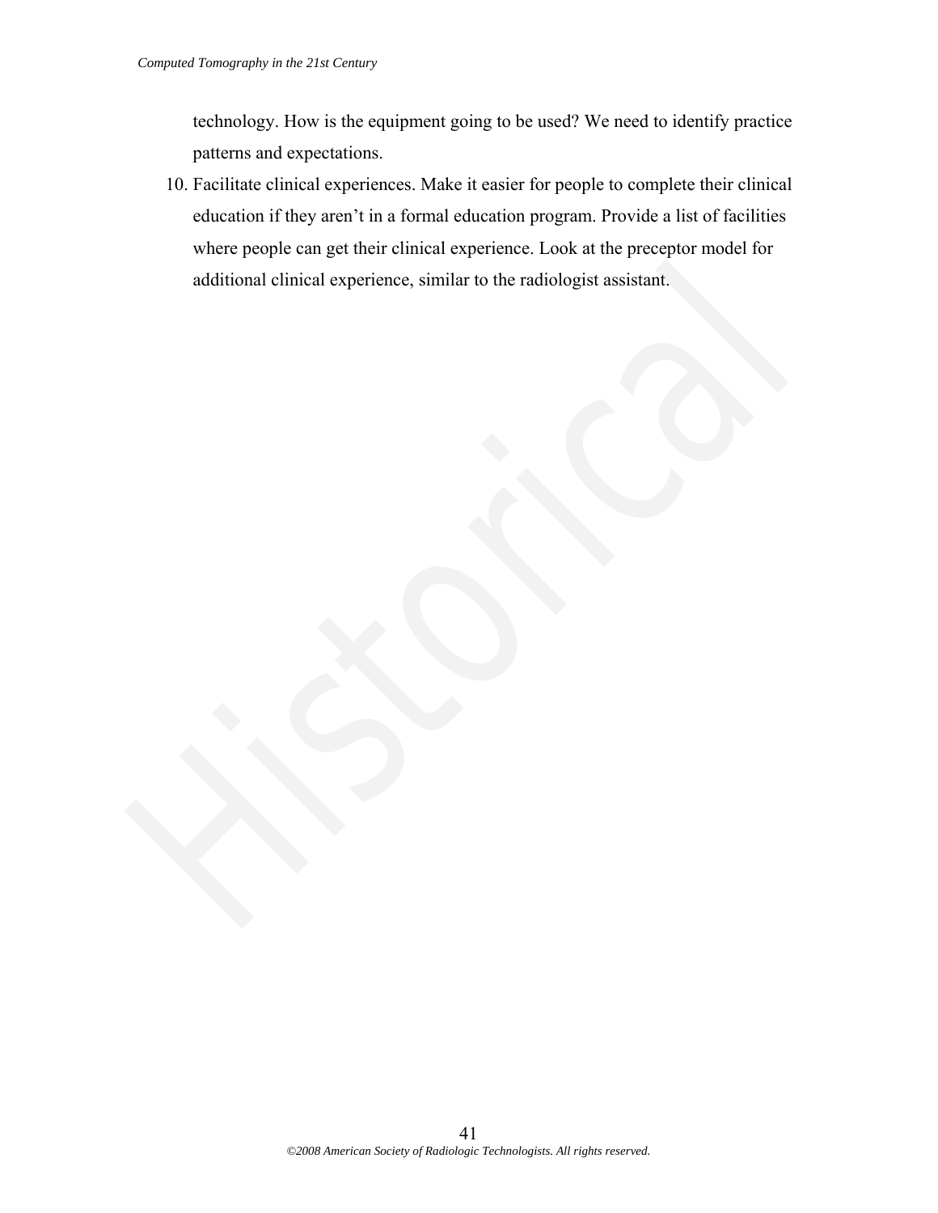technology. How is the equipment going to be used? We need to identify practice patterns and expectations.

10. Facilitate clinical experiences. Make it easier for people to complete their clinical education if they aren't in a formal education program. Provide a list of facilities where people can get their clinical experience. Look at the preceptor model for additional clinical experience, similar to the radiologist assistant.